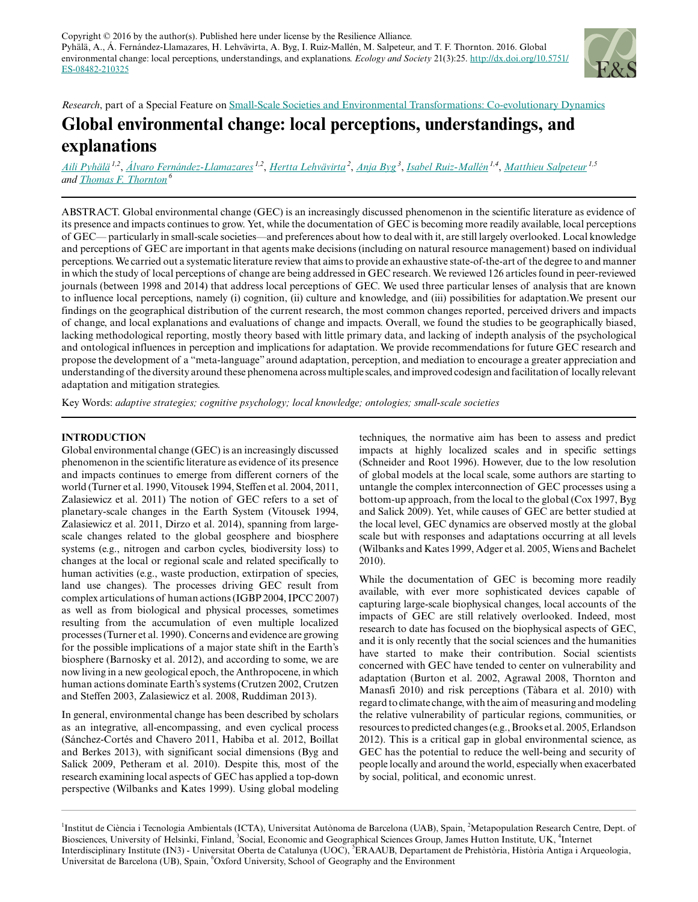Copyright © 2016 by the author(s). Published here under license by the Resilience Alliance.
Pyhälä, A., Á. Fernández-Llamazares, H. Lehvävirta, A. Byg, I. Ruiz-Mallén, M. Salpeteur, and T. F. Thornton. 2016. Global environmental change: local perceptions, understandings, and explanations. *Ecology and Society* 21(3):25. http://dx.doi.org/10.5751/ES-08482-210325

*Research*, part of a Special Feature on Small-Scale Societies and Environmental Transformations: Co-evolutionary Dynamics

# Global environmental change: local perceptions, understandings, and explanations

Aili Pyhälä [1,2], Álvaro Fernández-Llamazares [1,2], Hertta Lehvävirta [2], Anja Byg [3], Isabel Ruiz-Mallén [1,4], Matthieu Salpeteur [1,5] and Thomas F. Thornton [6]

ABSTRACT. Global environmental change (GEC) is an increasingly discussed phenomenon in the scientific literature as evidence of its presence and impacts continues to grow. Yet, while the documentation of GEC is becoming more readily available, local perceptions of GEC— particularly in small-scale societies—and preferences about how to deal with it, are still largely overlooked. Local knowledge and perceptions of GEC are important in that agents make decisions (including on natural resource management) based on individual perceptions. We carried out a systematic literature review that aims to provide an exhaustive state-of-the-art of the degree to and manner in which the study of local perceptions of change are being addressed in GEC research. We reviewed 126 articles found in peer-reviewed journals (between 1998 and 2014) that address local perceptions of GEC. We used three particular lenses of analysis that are known to influence local perceptions, namely (i) cognition, (ii) culture and knowledge, and (iii) possibilities for adaptation.We present our findings on the geographical distribution of the current research, the most common changes reported, perceived drivers and impacts of change, and local explanations and evaluations of change and impacts. Overall, we found the studies to be geographically biased, lacking methodological reporting, mostly theory based with little primary data, and lacking of indepth analysis of the psychological and ontological influences in perception and implications for adaptation. We provide recommendations for future GEC research and propose the development of a "meta-language" around adaptation, perception, and mediation to encourage a greater appreciation and understanding of the diversity around these phenomena across multiple scales, and improved codesign and facilitation of locally relevant adaptation and mitigation strategies.

Key Words: *adaptive strategies; cognitive psychology; local knowledge; ontologies; small-scale societies*

## INTRODUCTION

Global environmental change (GEC) is an increasingly discussed phenomenon in the scientific literature as evidence of its presence and impacts continues to emerge from different corners of the world (Turner et al. 1990, Vitousek 1994, Steffen et al. 2004, 2011, Zalasiewicz et al. 2011) The notion of GEC refers to a set of planetary-scale changes in the Earth System (Vitousek 1994, Zalasiewicz et al. 2011, Dirzo et al. 2014), spanning from large-scale changes related to the global geosphere and biosphere systems (e.g., nitrogen and carbon cycles, biodiversity loss) to changes at the local or regional scale and related specifically to human activities (e.g., waste production, extirpation of species, land use changes). The processes driving GEC result from complex articulations of human actions (IGBP 2004, IPCC 2007) as well as from biological and physical processes, sometimes resulting from the accumulation of even multiple localized processes (Turner et al. 1990). Concerns and evidence are growing for the possible implications of a major state shift in the Earth's biosphere (Barnosky et al. 2012), and according to some, we are now living in a new geological epoch, the Anthropocene, in which human actions dominate Earth's systems (Crutzen 2002, Crutzen and Steffen 2003, Zalasiewicz et al. 2008, Ruddiman 2013).

In general, environmental change has been described by scholars as an integrative, all-encompassing, and even cyclical process (Sánchez-Cortés and Chavero 2011, Habiba et al. 2012, Boillat and Berkes 2013), with significant social dimensions (Byg and Salick 2009, Petheram et al. 2010). Despite this, most of the research examining local aspects of GEC has applied a top-down perspective (Wilbanks and Kates 1999). Using global modeling techniques, the normative aim has been to assess and predict impacts at highly localized scales and in specific settings (Schneider and Root 1996). However, due to the low resolution of global models at the local scale, some authors are starting to untangle the complex interconnection of GEC processes using a bottom-up approach, from the local to the global (Cox 1997, Byg and Salick 2009). Yet, while causes of GEC are better studied at the local level, GEC dynamics are observed mostly at the global scale but with responses and adaptations occurring at all levels (Wilbanks and Kates 1999, Adger et al. 2005, Wiens and Bachelet 2010).

While the documentation of GEC is becoming more readily available, with ever more sophisticated devices capable of capturing large-scale biophysical changes, local accounts of the impacts of GEC are still relatively overlooked. Indeed, most research to date has focused on the biophysical aspects of GEC, and it is only recently that the social sciences and the humanities have started to make their contribution. Social scientists concerned with GEC have tended to center on vulnerability and adaptation (Burton et al. 2002, Agrawal 2008, Thornton and Manasfi 2010) and risk perceptions (Tàbara et al. 2010) with regard to climate change, with the aim of measuring and modeling the relative vulnerability of particular regions, communities, or resources to predicted changes (e.g., Brooks et al. 2005, Erlandson 2012). This is a critical gap in global environmental science, as GEC has the potential to reduce the well-being and security of people locally and around the world, especially when exacerbated by social, political, and economic unrest.

[1]Institut de Ciència i Tecnologia Ambientals (ICTA), Universitat Autònoma de Barcelona (UAB), Spain, [2]Metapopulation Research Centre, Dept. of Biosciences, University of Helsinki, Finland, [3]Social, Economic and Geographical Sciences Group, James Hutton Institute, UK, [4]Internet Interdisciplinary Institute (IN3) - Universitat Oberta de Catalunya (UOC), [5]ERAAUB, Departament de Prehistòria, Història Antiga i Arqueologia, Universitat de Barcelona (UB), Spain, [6]Oxford University, School of Geography and the Environment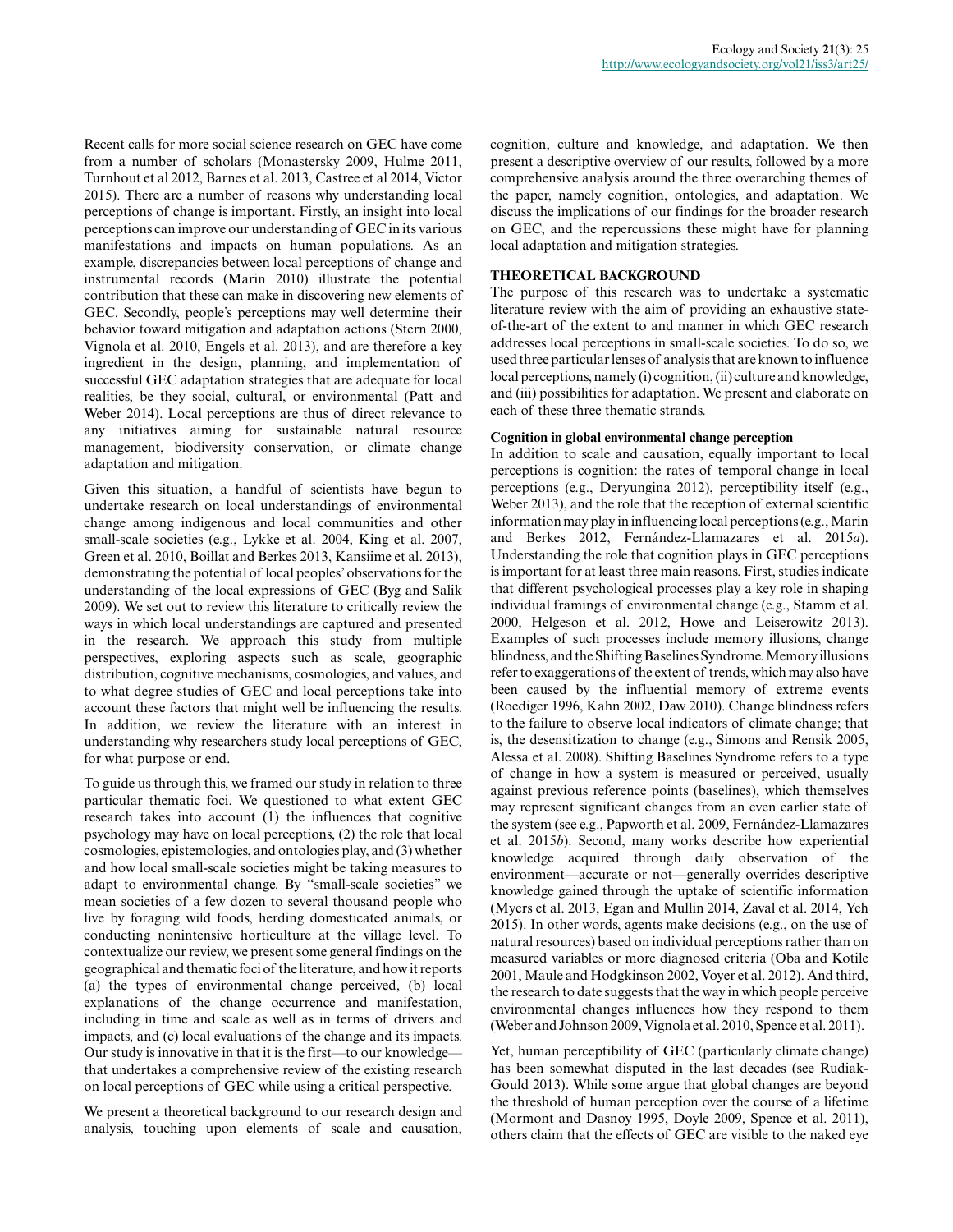Recent calls for more social science research on GEC have come from a number of scholars (Monastersky 2009, Hulme 2011, Turnhout et al 2012, Barnes et al. 2013, Castree et al 2014, Victor 2015). There are a number of reasons why understanding local perceptions of change is important. Firstly, an insight into local perceptions can improve our understanding of GEC in its various manifestations and impacts on human populations. As an example, discrepancies between local perceptions of change and instrumental records (Marin 2010) illustrate the potential contribution that these can make in discovering new elements of GEC. Secondly, people's perceptions may well determine their behavior toward mitigation and adaptation actions (Stern 2000, Vignola et al. 2010, Engels et al. 2013), and are therefore a key ingredient in the design, planning, and implementation of successful GEC adaptation strategies that are adequate for local realities, be they social, cultural, or environmental (Patt and Weber 2014). Local perceptions are thus of direct relevance to any initiatives aiming for sustainable natural resource management, biodiversity conservation, or climate change adaptation and mitigation.

Given this situation, a handful of scientists have begun to undertake research on local understandings of environmental change among indigenous and local communities and other small-scale societies (e.g., Lykke et al. 2004, King et al. 2007, Green et al. 2010, Boillat and Berkes 2013, Kansiime et al. 2013), demonstrating the potential of local peoples' observations for the understanding of the local expressions of GEC (Byg and Salik 2009). We set out to review this literature to critically review the ways in which local understandings are captured and presented in the research. We approach this study from multiple perspectives, exploring aspects such as scale, geographic distribution, cognitive mechanisms, cosmologies, and values, and to what degree studies of GEC and local perceptions take into account these factors that might well be influencing the results. In addition, we review the literature with an interest in understanding why researchers study local perceptions of GEC, for what purpose or end.

To guide us through this, we framed our study in relation to three particular thematic foci. We questioned to what extent GEC research takes into account (1) the influences that cognitive psychology may have on local perceptions, (2) the role that local cosmologies, epistemologies, and ontologies play, and (3) whether and how local small-scale societies might be taking measures to adapt to environmental change. By "small-scale societies" we mean societies of a few dozen to several thousand people who live by foraging wild foods, herding domesticated animals, or conducting nonintensive horticulture at the village level. To contextualize our review, we present some general findings on the geographical and thematic foci of the literature, and how it reports (a) the types of environmental change perceived, (b) local explanations of the change occurrence and manifestation, including in time and scale as well as in terms of drivers and impacts, and (c) local evaluations of the change and its impacts. Our study is innovative in that it is the first—to our knowledge—that undertakes a comprehensive review of the existing research on local perceptions of GEC while using a critical perspective.

We present a theoretical background to our research design and analysis, touching upon elements of scale and causation, cognition, culture and knowledge, and adaptation. We then present a descriptive overview of our results, followed by a more comprehensive analysis around the three overarching themes of the paper, namely cognition, ontologies, and adaptation. We discuss the implications of our findings for the broader research on GEC, and the repercussions these might have for planning local adaptation and mitigation strategies.

## THEORETICAL BACKGROUND

The purpose of this research was to undertake a systematic literature review with the aim of providing an exhaustive state-of-the-art of the extent to and manner in which GEC research addresses local perceptions in small-scale societies. To do so, we used three particular lenses of analysis that are known to influence local perceptions, namely (i) cognition, (ii) culture and knowledge, and (iii) possibilities for adaptation. We present and elaborate on each of these three thematic strands.

### Cognition in global environmental change perception

In addition to scale and causation, equally important to local perceptions is cognition: the rates of temporal change in local perceptions (e.g., Deryungina 2012), perceptibility itself (e.g., Weber 2013), and the role that the reception of external scientific information may play in influencing local perceptions (e.g., Marin and Berkes 2012, Fernández-Llamazares et al. 2015*a*). Understanding the role that cognition plays in GEC perceptions is important for at least three main reasons. First, studies indicate that different psychological processes play a key role in shaping individual framings of environmental change (e.g., Stamm et al. 2000, Helgeson et al. 2012, Howe and Leiserowitz 2013). Examples of such processes include memory illusions, change blindness, and the Shifting Baselines Syndrome. Memory illusions refer to exaggerations of the extent of trends, which may also have been caused by the influential memory of extreme events (Roediger 1996, Kahn 2002, Daw 2010). Change blindness refers to the failure to observe local indicators of climate change; that is, the desensitization to change (e.g., Simons and Rensik 2005, Alessa et al. 2008). Shifting Baselines Syndrome refers to a type of change in how a system is measured or perceived, usually against previous reference points (baselines), which themselves may represent significant changes from an even earlier state of the system (see e.g., Papworth et al. 2009, Fernández-Llamazares et al. 2015*b*). Second, many works describe how experiential knowledge acquired through daily observation of the environment—accurate or not—generally overrides descriptive knowledge gained through the uptake of scientific information (Myers et al. 2013, Egan and Mullin 2014, Zaval et al. 2014, Yeh 2015). In other words, agents make decisions (e.g., on the use of natural resources) based on individual perceptions rather than on measured variables or more diagnosed criteria (Oba and Kotile 2001, Maule and Hodgkinson 2002, Voyer et al. 2012). And third, the research to date suggests that the way in which people perceive environmental changes influences how they respond to them (Weber and Johnson 2009, Vignola et al. 2010, Spence et al. 2011).

Yet, human perceptibility of GEC (particularly climate change) has been somewhat disputed in the last decades (see Rudiak-Gould 2013). While some argue that global changes are beyond the threshold of human perception over the course of a lifetime (Mormont and Dasnoy 1995, Doyle 2009, Spence et al. 2011), others claim that the effects of GEC are visible to the naked eye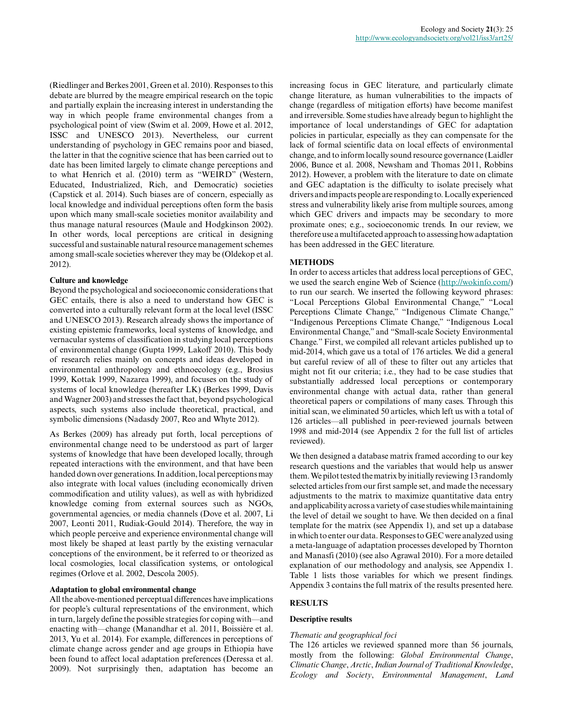(Riedlinger and Berkes 2001, Green et al. 2010). Responses to this debate are blurred by the meagre empirical research on the topic and partially explain the increasing interest in understanding the way in which people frame environmental changes from a psychological point of view (Swim et al. 2009, Howe et al. 2012, ISSC and UNESCO 2013). Nevertheless, our current understanding of psychology in GEC remains poor and biased, the latter in that the cognitive science that has been carried out to date has been limited largely to climate change perceptions and to what Henrich et al. (2010) term as "WEIRD" (Western, Educated, Industrialized, Rich, and Democratic) societies (Capstick et al. 2014). Such biases are of concern, especially as local knowledge and individual perceptions often form the basis upon which many small-scale societies monitor availability and thus manage natural resources (Maule and Hodgkinson 2002). In other words, local perceptions are critical in designing successful and sustainable natural resource management schemes among small-scale societies wherever they may be (Oldekop et al. 2012).

### Culture and knowledge

Beyond the psychological and socioeconomic considerations that GEC entails, there is also a need to understand how GEC is converted into a culturally relevant form at the local level (ISSC and UNESCO 2013). Research already shows the importance of existing epistemic frameworks, local systems of knowledge, and vernacular systems of classification in studying local perceptions of environmental change (Gupta 1999, Lakoff 2010). This body of research relies mainly on concepts and ideas developed in environmental anthropology and ethnoecology (e.g., Brosius 1999, Kottak 1999, Nazarea 1999), and focuses on the study of systems of local knowledge (hereafter LK) (Berkes 1999, Davis and Wagner 2003) and stresses the fact that, beyond psychological aspects, such systems also include theoretical, practical, and symbolic dimensions (Nadasdy 2007, Reo and Whyte 2012).

As Berkes (2009) has already put forth, local perceptions of environmental change need to be understood as part of larger systems of knowledge that have been developed locally, through repeated interactions with the environment, and that have been handed down over generations. In addition, local perceptions may also integrate with local values (including economically driven commodification and utility values), as well as with hybridized knowledge coming from external sources such as NGOs, governmental agencies, or media channels (Dove et al. 2007, Li 2007, Leonti 2011, Rudiak-Gould 2014). Therefore, the way in which people perceive and experience environmental change will most likely be shaped at least partly by the existing vernacular conceptions of the environment, be it referred to or theorized as local cosmologies, local classification systems, or ontological regimes (Orlove et al. 2002, Descola 2005).

### Adaptation to global environmental change

All the above-mentioned perceptual differences have implications for people's cultural representations of the environment, which in turn, largely define the possible strategies for coping with—and enacting with—change (Manandhar et al. 2011, Boissière et al. 2013, Yu et al. 2014). For example, differences in perceptions of climate change across gender and age groups in Ethiopia have been found to affect local adaptation preferences (Deressa et al. 2009). Not surprisingly then, adaptation has become an increasing focus in GEC literature, and particularly climate change literature, as human vulnerabilities to the impacts of change (regardless of mitigation efforts) have become manifest and irreversible. Some studies have already begun to highlight the importance of local understandings of GEC for adaptation policies in particular, especially as they can compensate for the lack of formal scientific data on local effects of environmental change, and to inform locally sound resource governance (Laidler 2006, Bunce et al. 2008, Newsham and Thomas 2011, Robbins 2012). However, a problem with the literature to date on climate and GEC adaptation is the difficulty to isolate precisely what drivers and impacts people are responding to. Locally experienced stress and vulnerability likely arise from multiple sources, among which GEC drivers and impacts may be secondary to more proximate ones; e.g., socioeconomic trends. In our review, we therefore use a multifaceted approach to assessing how adaptation has been addressed in the GEC literature.

## METHODS

In order to access articles that address local perceptions of GEC, we used the search engine Web of Science (http://wokinfo.com/) to run our search. We inserted the following keyword phrases: "Local Perceptions Global Environmental Change," "Local Perceptions Climate Change," "Indigenous Climate Change," "Indigenous Perceptions Climate Change," "Indigenous Local Environmental Change," and "Small-scale Society Environmental Change." First, we compiled all relevant articles published up to mid-2014, which gave us a total of 176 articles. We did a general but careful review of all of these to filter out any articles that might not fit our criteria; i.e., they had to be case studies that substantially addressed local perceptions or contemporary environmental change with actual data, rather than general theoretical papers or compilations of many cases. Through this initial scan, we eliminated 50 articles, which left us with a total of 126 articles—all published in peer-reviewed journals between 1998 and mid-2014 (see Appendix 2 for the full list of articles reviewed).

We then designed a database matrix framed according to our key research questions and the variables that would help us answer them. We pilot tested the matrix by initially reviewing 13 randomly selected articles from our first sample set, and made the necessary adjustments to the matrix to maximize quantitative data entry and applicability across a variety of case studies while maintaining the level of detail we sought to have. We then decided on a final template for the matrix (see Appendix 1), and set up a database in which to enter our data. Responses to GEC were analyzed using a meta-language of adaptation processes developed by Thornton and Manasfi (2010) (see also Agrawal 2010). For a more detailed explanation of our methodology and analysis, see Appendix 1. Table 1 lists those variables for which we present findings. Appendix 3 contains the full matrix of the results presented here.

## RESULTS

### Descriptive results

#### *Thematic and geographical foci*

The 126 articles we reviewed spanned more than 56 journals, mostly from the following: *Global Environmental Change*, *Climatic Change*, *Arctic*, *Indian Journal of Traditional Knowledge*, *Ecology and Society*, *Environmental Management*, *Land*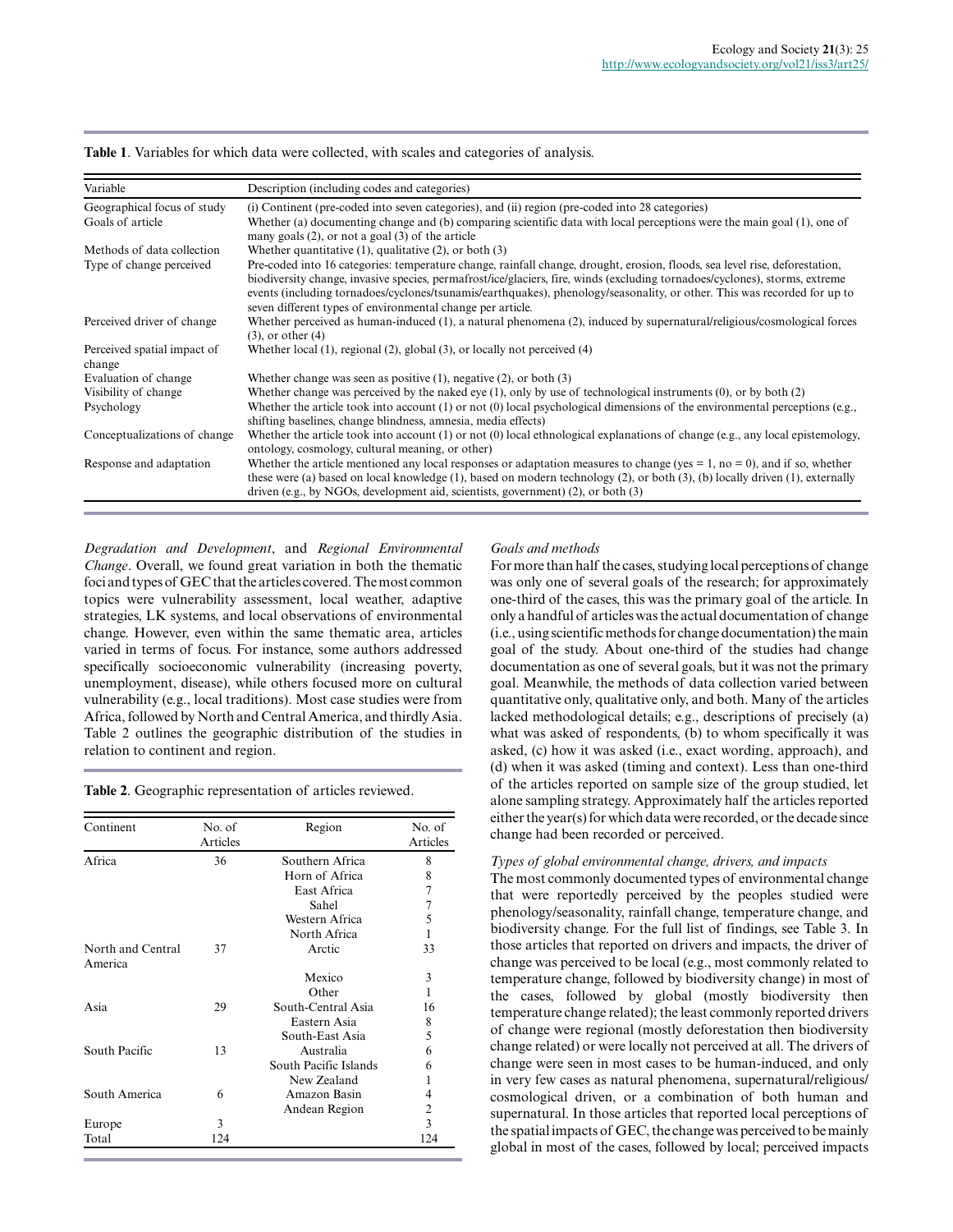**Table 1**. Variables for which data were collected, with scales and categories of analysis.

| Variable | Description (including codes and categories) |
|---|---|
| Geographical focus of study | (i) Continent (pre-coded into seven categories), and (ii) region (pre-coded into 28 categories) |
| Goals of article | Whether (a) documenting change and (b) comparing scientific data with local perceptions were the main goal (1), one of many goals (2), or not a goal (3) of the article |
| Methods of data collection | Whether quantitative (1), qualitative (2), or both (3) |
| Type of change perceived | Pre-coded into 16 categories: temperature change, rainfall change, drought, erosion, floods, sea level rise, deforestation, biodiversity change, invasive species, permafrost/ice/glaciers, fire, winds (excluding tornadoes/cyclones), storms, extreme events (including tornadoes/cyclones/tsunamis/earthquakes), phenology/seasonality, or other. This was recorded for up to seven different types of environmental change per article. |
| Perceived driver of change | Whether perceived as human-induced (1), a natural phenomena (2), induced by supernatural/religious/cosmological forces (3), or other (4) |
| Perceived spatial impact of change | Whether local (1), regional (2), global (3), or locally not perceived (4) |
| Evaluation of change | Whether change was seen as positive (1), negative (2), or both (3) |
| Visibility of change | Whether change was perceived by the naked eye (1), only by use of technological instruments (0), or by both (2) |
| Psychology | Whether the article took into account (1) or not (0) local psychological dimensions of the environmental perceptions (e.g., shifting baselines, change blindness, amnesia, media effects) |
| Conceptualizations of change | Whether the article took into account (1) or not (0) local ethnological explanations of change (e.g., any local epistemology, ontology, cosmology, cultural meaning, or other) |
| Response and adaptation | Whether the article mentioned any local responses or adaptation measures to change (yes = 1, no = 0), and if so, whether these were (a) based on local knowledge (1), based on modern technology (2), or both (3), (b) locally driven (1), externally driven (e.g., by NGOs, development aid, scientists, government) (2), or both (3) |

*Degradation and Development*, and *Regional Environmental Change*. Overall, we found great variation in both the thematic foci and types of GEC that the articles covered. The most common topics were vulnerability assessment, local weather, adaptive strategies, LK systems, and local observations of environmental change. However, even within the same thematic area, articles varied in terms of focus. For instance, some authors addressed specifically socioeconomic vulnerability (increasing poverty, unemployment, disease), while others focused more on cultural vulnerability (e.g., local traditions). Most case studies were from Africa, followed by North and Central America, and thirdly Asia. Table 2 outlines the geographic distribution of the studies in relation to continent and region.

**Table 2**. Geographic representation of articles reviewed.

| Continent | No. of Articles | Region | No. of Articles |
|---|---|---|---|
| Africa | 36 | Southern Africa | 8 |
| | | Horn of Africa | 8 |
| | | East Africa | 7 |
| | | Sahel | 7 |
| | | Western Africa | 5 |
| | | North Africa | 1 |
| North and Central America | 37 | Arctic | 33 |
| | | Mexico | 3 |
| | | Other | 1 |
| Asia | 29 | South-Central Asia | 16 |
| | | Eastern Asia | 8 |
| | | South-East Asia | 5 |
| South Pacific | 13 | Australia | 6 |
| | | South Pacific Islands | 6 |
| | | New Zealand | 1 |
| South America | 6 | Amazon Basin | 4 |
| | | Andean Region | 2 |
| Europe | 3 | | 3 |
| Total | 124 | | 124 |

*Goals and methods*

For more than half the cases, studying local perceptions of change was only one of several goals of the research; for approximately one-third of the cases, this was the primary goal of the article. In only a handful of articles was the actual documentation of change (i.e., using scientific methods for change documentation) the main goal of the study. About one-third of the studies had change documentation as one of several goals, but it was not the primary goal. Meanwhile, the methods of data collection varied between quantitative only, qualitative only, and both. Many of the articles lacked methodological details; e.g., descriptions of precisely (a) what was asked of respondents, (b) to whom specifically it was asked, (c) how it was asked (i.e., exact wording, approach), and (d) when it was asked (timing and context). Less than one-third of the articles reported on sample size of the group studied, let alone sampling strategy. Approximately half the articles reported either the year(s) for which data were recorded, or the decade since change had been recorded or perceived.

*Types of global environmental change, drivers, and impacts*

The most commonly documented types of environmental change that were reportedly perceived by the peoples studied were phenology/seasonality, rainfall change, temperature change, and biodiversity change. For the full list of findings, see Table 3. In those articles that reported on drivers and impacts, the driver of change was perceived to be local (e.g., most commonly related to temperature change, followed by biodiversity change) in most of the cases, followed by global (mostly biodiversity then temperature change related); the least commonly reported drivers of change were regional (mostly deforestation then biodiversity change related) or were locally not perceived at all. The drivers of change were seen in most cases to be human-induced, and only in very few cases as natural phenomena, supernatural/religious/cosmological driven, or a combination of both human and supernatural. In those articles that reported local perceptions of the spatial impacts of GEC, the change was perceived to be mainly global in most of the cases, followed by local; perceived impacts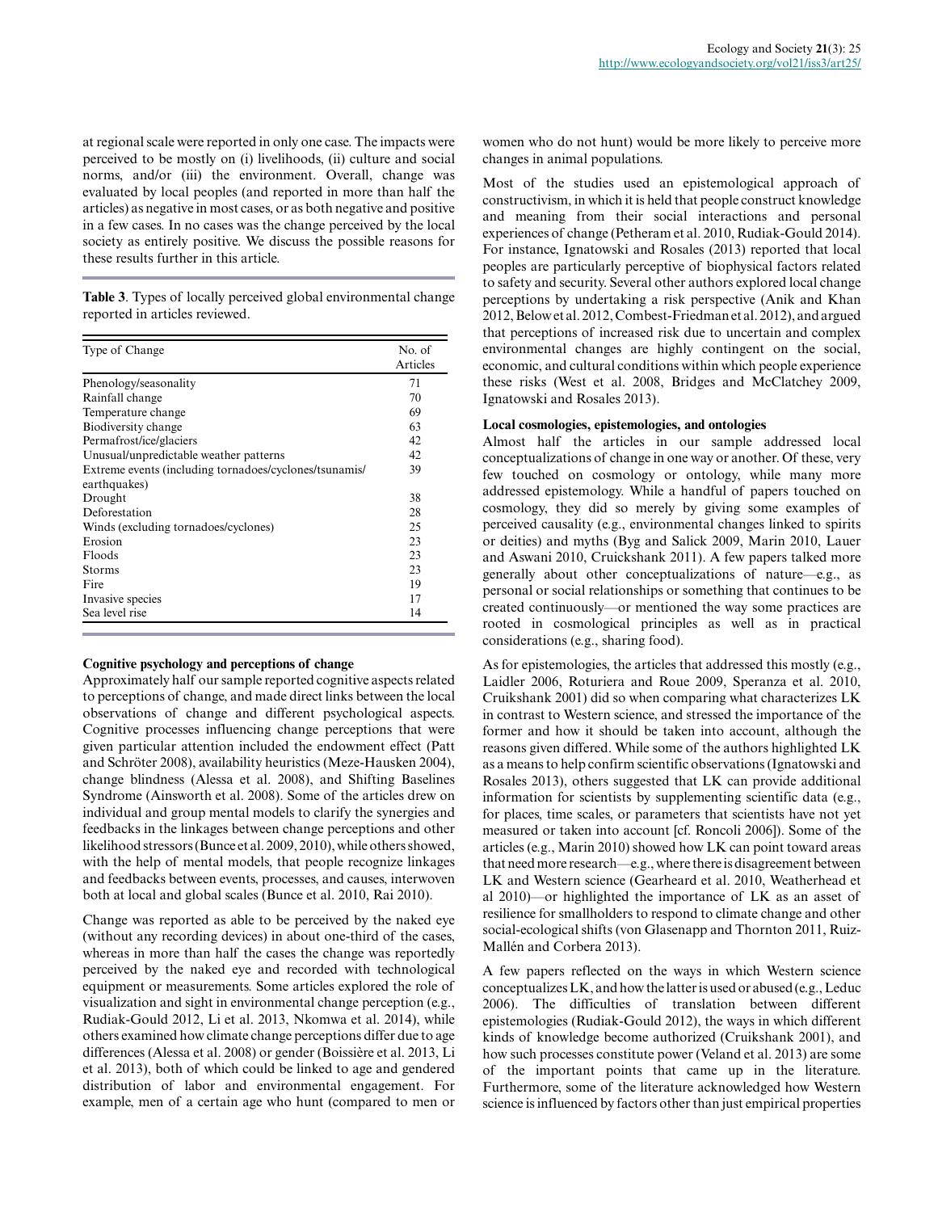at regional scale were reported in only one case. The impacts were perceived to be mostly on (i) livelihoods, (ii) culture and social norms, and/or (iii) the environment. Overall, change was evaluated by local peoples (and reported in more than half the articles) as negative in most cases, or as both negative and positive in a few cases. In no cases was the change perceived by the local society as entirely positive. We discuss the possible reasons for these results further in this article.

**Table 3**. Types of locally perceived global environmental change reported in articles reviewed.

| Type of Change | No. of Articles |
|---|---|
| Phenology/seasonality | 71 |
| Rainfall change | 70 |
| Temperature change | 69 |
| Biodiversity change | 63 |
| Permafrost/ice/glaciers | 42 |
| Unusual/unpredictable weather patterns | 42 |
| Extreme events (including tornadoes/cyclones/tsunamis/earthquakes) | 39 |
| Drought | 38 |
| Deforestation | 28 |
| Winds (excluding tornadoes/cyclones) | 25 |
| Erosion | 23 |
| Floods | 23 |
| Storms | 23 |
| Fire | 19 |
| Invasive species | 17 |
| Sea level rise | 14 |

### Cognitive psychology and perceptions of change

Approximately half our sample reported cognitive aspects related to perceptions of change, and made direct links between the local observations of change and different psychological aspects. Cognitive processes influencing change perceptions that were given particular attention included the endowment effect (Patt and Schröter 2008), availability heuristics (Meze-Hausken 2004), change blindness (Alessa et al. 2008), and Shifting Baselines Syndrome (Ainsworth et al. 2008). Some of the articles drew on individual and group mental models to clarify the synergies and feedbacks in the linkages between change perceptions and other likelihood stressors (Bunce et al. 2009, 2010), while others showed, with the help of mental models, that people recognize linkages and feedbacks between events, processes, and causes, interwoven both at local and global scales (Bunce et al. 2010, Rai 2010).

Change was reported as able to be perceived by the naked eye (without any recording devices) in about one-third of the cases, whereas in more than half the cases the change was reportedly perceived by the naked eye and recorded with technological equipment or measurements. Some articles explored the role of visualization and sight in environmental change perception (e.g., Rudiak-Gould 2012, Li et al. 2013, Nkomwa et al. 2014), while others examined how climate change perceptions differ due to age differences (Alessa et al. 2008) or gender (Boissière et al. 2013, Li et al. 2013), both of which could be linked to age and gendered distribution of labor and environmental engagement. For example, men of a certain age who hunt (compared to men or women who do not hunt) would be more likely to perceive more changes in animal populations.

Most of the studies used an epistemological approach of constructivism, in which it is held that people construct knowledge and meaning from their social interactions and personal experiences of change (Petheram et al. 2010, Rudiak-Gould 2014). For instance, Ignatowski and Rosales (2013) reported that local peoples are particularly perceptive of biophysical factors related to safety and security. Several other authors explored local change perceptions by undertaking a risk perspective (Anik and Khan 2012, Below et al. 2012, Combest-Friedman et al. 2012), and argued that perceptions of increased risk due to uncertain and complex environmental changes are highly contingent on the social, economic, and cultural conditions within which people experience these risks (West et al. 2008, Bridges and McClatchey 2009, Ignatowski and Rosales 2013).

### Local cosmologies, epistemologies, and ontologies

Almost half the articles in our sample addressed local conceptualizations of change in one way or another. Of these, very few touched on cosmology or ontology, while many more addressed epistemology. While a handful of papers touched on cosmology, they did so merely by giving some examples of perceived causality (e.g., environmental changes linked to spirits or deities) and myths (Byg and Salick 2009, Marin 2010, Lauer and Aswani 2010, Cruickshank 2011). A few papers talked more generally about other conceptualizations of nature—e.g., as personal or social relationships or something that continues to be created continuously—or mentioned the way some practices are rooted in cosmological principles as well as in practical considerations (e.g., sharing food).

As for epistemologies, the articles that addressed this mostly (e.g., Laidler 2006, Roturiera and Roue 2009, Speranza et al. 2010, Cruikshank 2001) did so when comparing what characterizes LK in contrast to Western science, and stressed the importance of the former and how it should be taken into account, although the reasons given differed. While some of the authors highlighted LK as a means to help confirm scientific observations (Ignatowski and Rosales 2013), others suggested that LK can provide additional information for scientists by supplementing scientific data (e.g., for places, time scales, or parameters that scientists have not yet measured or taken into account [cf. Roncoli 2006]). Some of the articles (e.g., Marin 2010) showed how LK can point toward areas that need more research—e.g., where there is disagreement between LK and Western science (Gearheard et al. 2010, Weatherhead et al 2010)—or highlighted the importance of LK as an asset of resilience for smallholders to respond to climate change and other social-ecological shifts (von Glasenapp and Thornton 2011, Ruiz-Mallén and Corbera 2013).

A few papers reflected on the ways in which Western science conceptualizes LK, and how the latter is used or abused (e.g., Leduc 2006). The difficulties of translation between different epistemologies (Rudiak-Gould 2012), the ways in which different kinds of knowledge become authorized (Cruikshank 2001), and how such processes constitute power (Veland et al. 2013) are some of the important points that came up in the literature. Furthermore, some of the literature acknowledged how Western science is influenced by factors other than just empirical properties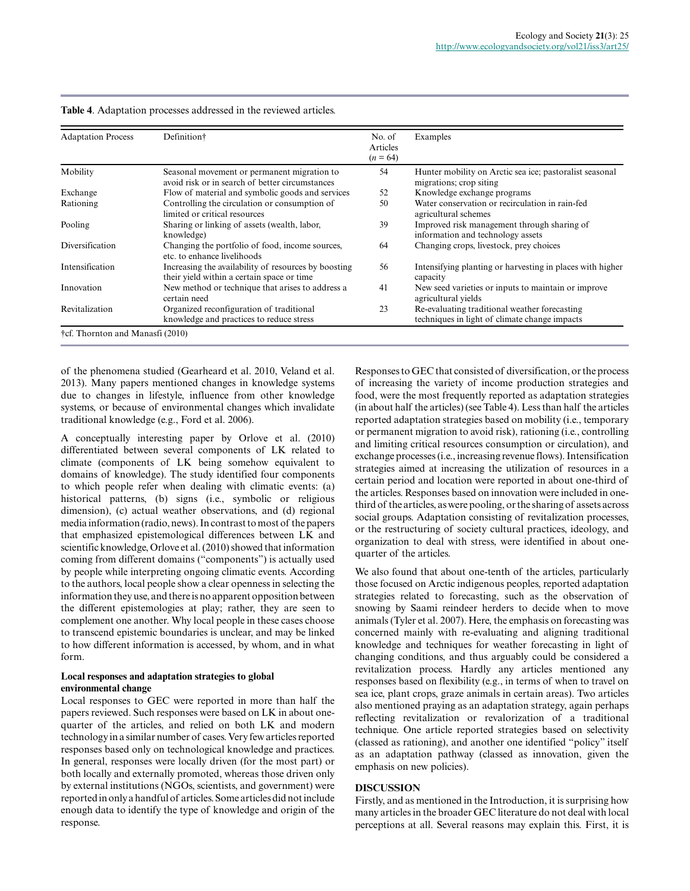**Table 4**. Adaptation processes addressed in the reviewed articles.

| Adaptation Process | Definition† | No. of Articles ($n$ = 64) | Examples |
|---|---|---|---|
| Mobility | Seasonal movement or permanent migration to avoid risk or in search of better circumstances | 54 | Hunter mobility on Arctic sea ice; pastoralist seasonal migrations; crop siting |
| Exchange | Flow of material and symbolic goods and services | 52 | Knowledge exchange programs |
| Rationing | Controlling the circulation or consumption of limited or critical resources | 50 | Water conservation or recirculation in rain-fed agricultural schemes |
| Pooling | Sharing or linking of assets (wealth, labor, knowledge) | 39 | Improved risk management through sharing of information and technology assets |
| Diversification | Changing the portfolio of food, income sources, etc. to enhance livelihoods | 64 | Changing crops, livestock, prey choices |
| Intensification | Increasing the availability of resources by boosting their yield within a certain space or time | 56 | Intensifying planting or harvesting in places with higher capacity |
| Innovation | New method or technique that arises to address a certain need | 41 | New seed varieties or inputs to maintain or improve agricultural yields |
| Revitalization | Organized reconfiguration of traditional knowledge and practices to reduce stress | 23 | Re-evaluating traditional weather forecasting techniques in light of climate change impacts |

†cf. Thornton and Manasfi (2010)

of the phenomena studied (Gearheard et al. 2010, Veland et al. 2013). Many papers mentioned changes in knowledge systems due to changes in lifestyle, influence from other knowledge systems, or because of environmental changes which invalidate traditional knowledge (e.g., Ford et al. 2006).

A conceptually interesting paper by Orlove et al. (2010) differentiated between several components of LK related to climate (components of LK being somehow equivalent to domains of knowledge). The study identified four components to which people refer when dealing with climatic events: (a) historical patterns, (b) signs (i.e., symbolic or religious dimension), (c) actual weather observations, and (d) regional media information (radio, news). In contrast to most of the papers that emphasized epistemological differences between LK and scientific knowledge, Orlove et al. (2010) showed that information coming from different domains ("components") is actually used by people while interpreting ongoing climatic events. According to the authors, local people show a clear openness in selecting the information they use, and there is no apparent opposition between the different epistemologies at play; rather, they are seen to complement one another. Why local people in these cases choose to transcend epistemic boundaries is unclear, and may be linked to how different information is accessed, by whom, and in what form.

### Local responses and adaptation strategies to global environmental change

Local responses to GEC were reported in more than half the papers reviewed. Such responses were based on LK in about one-quarter of the articles, and relied on both LK and modern technology in a similar number of cases. Very few articles reported responses based only on technological knowledge and practices. In general, responses were locally driven (for the most part) or both locally and externally promoted, whereas those driven only by external institutions (NGOs, scientists, and government) were reported in only a handful of articles. Some articles did not include enough data to identify the type of knowledge and origin of the response.

Responses to GEC that consisted of diversification, or the process of increasing the variety of income production strategies and food, were the most frequently reported as adaptation strategies (in about half the articles) (see Table 4). Less than half the articles reported adaptation strategies based on mobility (i.e., temporary or permanent migration to avoid risk), rationing (i.e., controlling and limiting critical resources consumption or circulation), and exchange processes (i.e., increasing revenue flows). Intensification strategies aimed at increasing the utilization of resources in a certain period and location were reported in about one-third of the articles. Responses based on innovation were included in one-third of the articles, as were pooling, or the sharing of assets across social groups. Adaptation consisting of revitalization processes, or the restructuring of society cultural practices, ideology, and organization to deal with stress, were identified in about one-quarter of the articles.

We also found that about one-tenth of the articles, particularly those focused on Arctic indigenous peoples, reported adaptation strategies related to forecasting, such as the observation of snowing by Saami reindeer herders to decide when to move animals (Tyler et al. 2007). Here, the emphasis on forecasting was concerned mainly with re-evaluating and aligning traditional knowledge and techniques for weather forecasting in light of changing conditions, and thus arguably could be considered a revitalization process. Hardly any articles mentioned any responses based on flexibility (e.g., in terms of when to travel on sea ice, plant crops, graze animals in certain areas). Two articles also mentioned praying as an adaptation strategy, again perhaps reflecting revitalization or revalorization of a traditional technique. One article reported strategies based on selectivity (classed as rationing), and another one identified "policy" itself as an adaptation pathway (classed as innovation, given the emphasis on new policies).

## DISCUSSION

Firstly, and as mentioned in the Introduction, it is surprising how many articles in the broader GEC literature do not deal with local perceptions at all. Several reasons may explain this. First, it is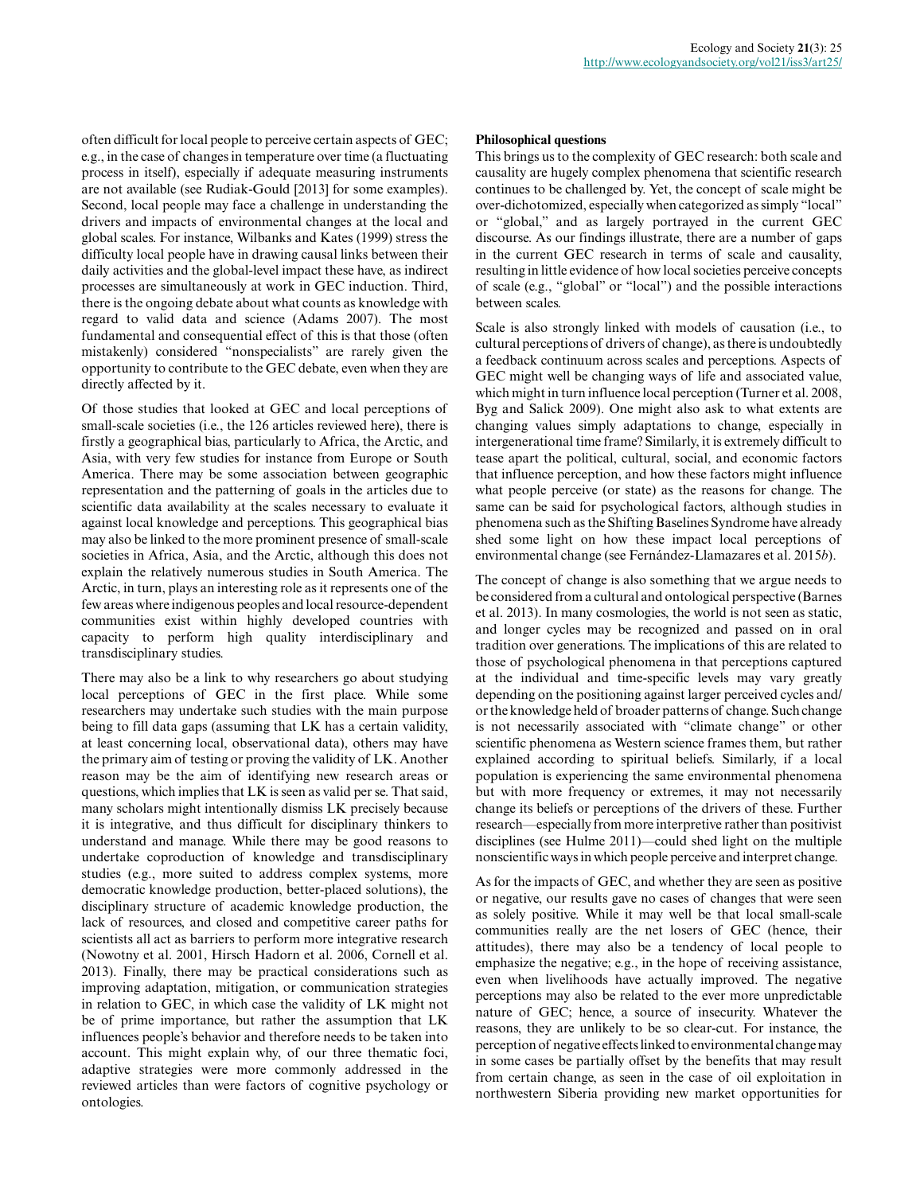often difficult for local people to perceive certain aspects of GEC; e.g., in the case of changes in temperature over time (a fluctuating process in itself), especially if adequate measuring instruments are not available (see Rudiak-Gould [2013] for some examples). Second, local people may face a challenge in understanding the drivers and impacts of environmental changes at the local and global scales. For instance, Wilbanks and Kates (1999) stress the difficulty local people have in drawing causal links between their daily activities and the global-level impact these have, as indirect processes are simultaneously at work in GEC induction. Third, there is the ongoing debate about what counts as knowledge with regard to valid data and science (Adams 2007). The most fundamental and consequential effect of this is that those (often mistakenly) considered "nonspecialists" are rarely given the opportunity to contribute to the GEC debate, even when they are directly affected by it.

Of those studies that looked at GEC and local perceptions of small-scale societies (i.e., the 126 articles reviewed here), there is firstly a geographical bias, particularly to Africa, the Arctic, and Asia, with very few studies for instance from Europe or South America. There may be some association between geographic representation and the patterning of goals in the articles due to scientific data availability at the scales necessary to evaluate it against local knowledge and perceptions. This geographical bias may also be linked to the more prominent presence of small-scale societies in Africa, Asia, and the Arctic, although this does not explain the relatively numerous studies in South America. The Arctic, in turn, plays an interesting role as it represents one of the few areas where indigenous peoples and local resource-dependent communities exist within highly developed countries with capacity to perform high quality interdisciplinary and transdisciplinary studies.

There may also be a link to why researchers go about studying local perceptions of GEC in the first place. While some researchers may undertake such studies with the main purpose being to fill data gaps (assuming that LK has a certain validity, at least concerning local, observational data), others may have the primary aim of testing or proving the validity of LK. Another reason may be the aim of identifying new research areas or questions, which implies that LK is seen as valid per se. That said, many scholars might intentionally dismiss LK precisely because it is integrative, and thus difficult for disciplinary thinkers to understand and manage. While there may be good reasons to undertake coproduction of knowledge and transdisciplinary studies (e.g., more suited to address complex systems, more democratic knowledge production, better-placed solutions), the disciplinary structure of academic knowledge production, the lack of resources, and closed and competitive career paths for scientists all act as barriers to perform more integrative research (Nowotny et al. 2001, Hirsch Hadorn et al. 2006, Cornell et al. 2013). Finally, there may be practical considerations such as improving adaptation, mitigation, or communication strategies in relation to GEC, in which case the validity of LK might not be of prime importance, but rather the assumption that LK influences people's behavior and therefore needs to be taken into account. This might explain why, of our three thematic foci, adaptive strategies were more commonly addressed in the reviewed articles than were factors of cognitive psychology or ontologies.

### Philosophical questions

This brings us to the complexity of GEC research: both scale and causality are hugely complex phenomena that scientific research continues to be challenged by. Yet, the concept of scale might be over-dichotomized, especially when categorized as simply "local" or "global," and as largely portrayed in the current GEC discourse. As our findings illustrate, there are a number of gaps in the current GEC research in terms of scale and causality, resulting in little evidence of how local societies perceive concepts of scale (e.g., "global" or "local") and the possible interactions between scales.

Scale is also strongly linked with models of causation (i.e., to cultural perceptions of drivers of change), as there is undoubtedly a feedback continuum across scales and perceptions. Aspects of GEC might well be changing ways of life and associated value, which might in turn influence local perception (Turner et al. 2008, Byg and Salick 2009). One might also ask to what extents are changing values simply adaptations to change, especially in intergenerational time frame? Similarly, it is extremely difficult to tease apart the political, cultural, social, and economic factors that influence perception, and how these factors might influence what people perceive (or state) as the reasons for change. The same can be said for psychological factors, although studies in phenomena such as the Shifting Baselines Syndrome have already shed some light on how these impact local perceptions of environmental change (see Fernández-Llamazares et al. 2015*b*).

The concept of change is also something that we argue needs to be considered from a cultural and ontological perspective (Barnes et al. 2013). In many cosmologies, the world is not seen as static, and longer cycles may be recognized and passed on in oral tradition over generations. The implications of this are related to those of psychological phenomena in that perceptions captured at the individual and time-specific levels may vary greatly depending on the positioning against larger perceived cycles and/or the knowledge held of broader patterns of change. Such change is not necessarily associated with "climate change" or other scientific phenomena as Western science frames them, but rather explained according to spiritual beliefs. Similarly, if a local population is experiencing the same environmental phenomena but with more frequency or extremes, it may not necessarily change its beliefs or perceptions of the drivers of these. Further research—especially from more interpretive rather than positivist disciplines (see Hulme 2011)—could shed light on the multiple nonscientific ways in which people perceive and interpret change.

As for the impacts of GEC, and whether they are seen as positive or negative, our results gave no cases of changes that were seen as solely positive. While it may well be that local small-scale communities really are the net losers of GEC (hence, their attitudes), there may also be a tendency of local people to emphasize the negative; e.g., in the hope of receiving assistance, even when livelihoods have actually improved. The negative perceptions may also be related to the ever more unpredictable nature of GEC; hence, a source of insecurity. Whatever the reasons, they are unlikely to be so clear-cut. For instance, the perception of negative effects linked to environmental change may in some cases be partially offset by the benefits that may result from certain change, as seen in the case of oil exploitation in northwestern Siberia providing new market opportunities for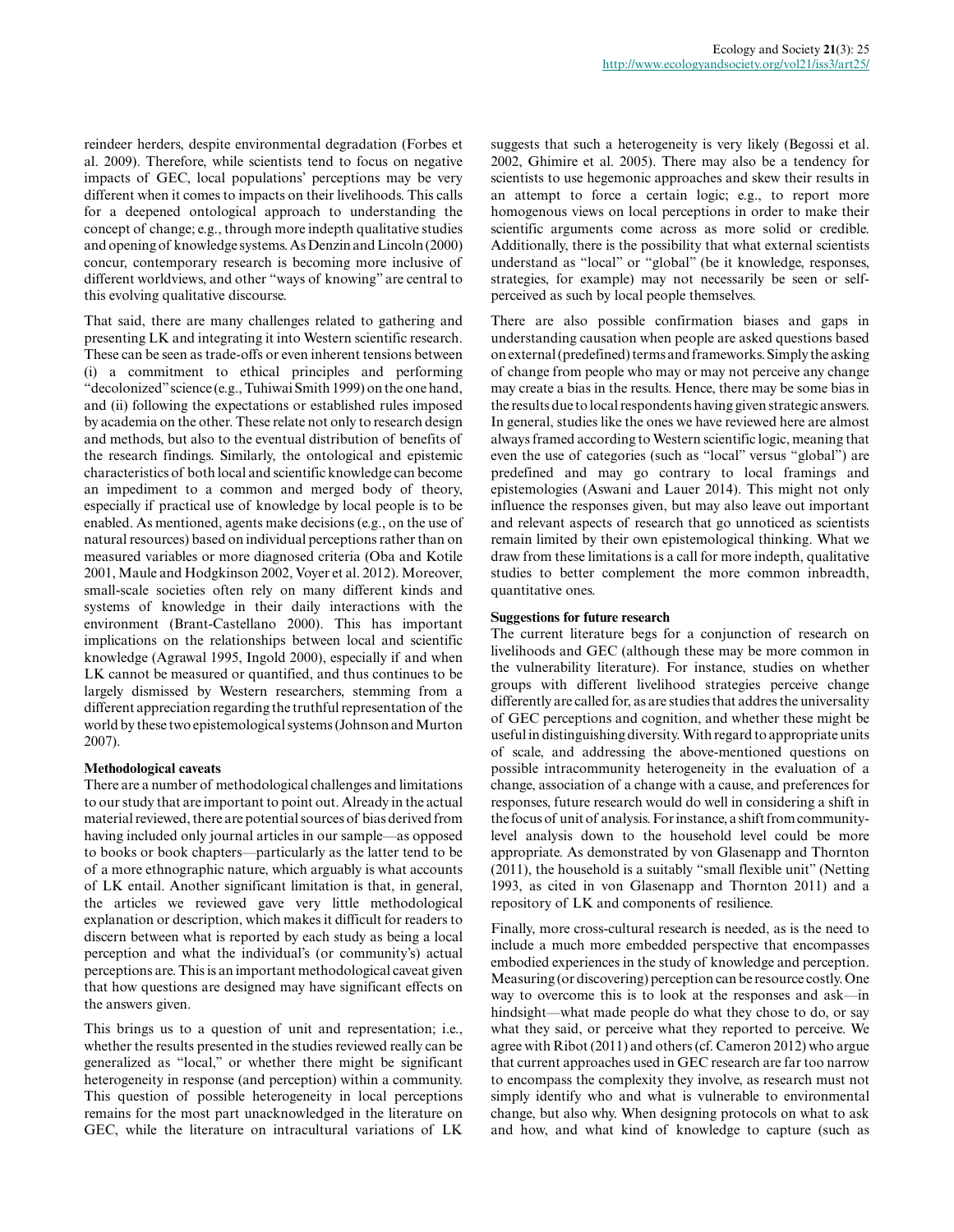reindeer herders, despite environmental degradation (Forbes et al. 2009). Therefore, while scientists tend to focus on negative impacts of GEC, local populations' perceptions may be very different when it comes to impacts on their livelihoods. This calls for a deepened ontological approach to understanding the concept of change; e.g., through more indepth qualitative studies and opening of knowledge systems. As Denzin and Lincoln (2000) concur, contemporary research is becoming more inclusive of different worldviews, and other "ways of knowing" are central to this evolving qualitative discourse.

That said, there are many challenges related to gathering and presenting LK and integrating it into Western scientific research. These can be seen as trade-offs or even inherent tensions between (i) a commitment to ethical principles and performing "decolonized" science (e.g., Tuhiwai Smith 1999) on the one hand, and (ii) following the expectations or established rules imposed by academia on the other. These relate not only to research design and methods, but also to the eventual distribution of benefits of the research findings. Similarly, the ontological and epistemic characteristics of both local and scientific knowledge can become an impediment to a common and merged body of theory, especially if practical use of knowledge by local people is to be enabled. As mentioned, agents make decisions (e.g., on the use of natural resources) based on individual perceptions rather than on measured variables or more diagnosed criteria (Oba and Kotile 2001, Maule and Hodgkinson 2002, Voyer et al. 2012). Moreover, small-scale societies often rely on many different kinds and systems of knowledge in their daily interactions with the environment (Brant-Castellano 2000). This has important implications on the relationships between local and scientific knowledge (Agrawal 1995, Ingold 2000), especially if and when LK cannot be measured or quantified, and thus continues to be largely dismissed by Western researchers, stemming from a different appreciation regarding the truthful representation of the world by these two epistemological systems (Johnson and Murton 2007).

### Methodological caveats

There are a number of methodological challenges and limitations to our study that are important to point out. Already in the actual material reviewed, there are potential sources of bias derived from having included only journal articles in our sample—as opposed to books or book chapters—particularly as the latter tend to be of a more ethnographic nature, which arguably is what accounts of LK entail. Another significant limitation is that, in general, the articles we reviewed gave very little methodological explanation or description, which makes it difficult for readers to discern between what is reported by each study as being a local perception and what the individual's (or community's) actual perceptions are. This is an important methodological caveat given that how questions are designed may have significant effects on the answers given.

This brings us to a question of unit and representation; i.e., whether the results presented in the studies reviewed really can be generalized as "local," or whether there might be significant heterogeneity in response (and perception) within a community. This question of possible heterogeneity in local perceptions remains for the most part unacknowledged in the literature on GEC, while the literature on intracultural variations of LK suggests that such a heterogeneity is very likely (Begossi et al. 2002, Ghimire et al. 2005). There may also be a tendency for scientists to use hegemonic approaches and skew their results in an attempt to force a certain logic; e.g., to report more homogenous views on local perceptions in order to make their scientific arguments come across as more solid or credible. Additionally, there is the possibility that what external scientists understand as "local" or "global" (be it knowledge, responses, strategies, for example) may not necessarily be seen or self-perceived as such by local people themselves.

There are also possible confirmation biases and gaps in understanding causation when people are asked questions based on external (predefined) terms and frameworks. Simply the asking of change from people who may or may not perceive any change may create a bias in the results. Hence, there may be some bias in the results due to local respondents having given strategic answers. In general, studies like the ones we have reviewed here are almost always framed according to Western scientific logic, meaning that even the use of categories (such as "local" versus "global") are predefined and may go contrary to local framings and epistemologies (Aswani and Lauer 2014). This might not only influence the responses given, but may also leave out important and relevant aspects of research that go unnoticed as scientists remain limited by their own epistemological thinking. What we draw from these limitations is a call for more indepth, qualitative studies to better complement the more common inbreadth, quantitative ones.

### Suggestions for future research

The current literature begs for a conjunction of research on livelihoods and GEC (although these may be more common in the vulnerability literature). For instance, studies on whether groups with different livelihood strategies perceive change differently are called for, as are studies that addres the universality of GEC perceptions and cognition, and whether these might be useful in distinguishing diversity. With regard to appropriate units of scale, and addressing the above-mentioned questions on possible intracommunity heterogeneity in the evaluation of a change, association of a change with a cause, and preferences for responses, future research would do well in considering a shift in the focus of unit of analysis. For instance, a shift from community-level analysis down to the household level could be more appropriate. As demonstrated by von Glasenapp and Thornton (2011), the household is a suitably "small flexible unit" (Netting 1993, as cited in von Glasenapp and Thornton 2011) and a repository of LK and components of resilience.

Finally, more cross-cultural research is needed, as is the need to include a much more embedded perspective that encompasses embodied experiences in the study of knowledge and perception. Measuring (or discovering) perception can be resource costly. One way to overcome this is to look at the responses and ask—in hindsight—what made people do what they chose to do, or say what they said, or perceive what they reported to perceive. We agree with Ribot (2011) and others (cf. Cameron 2012) who argue that current approaches used in GEC research are far too narrow to encompass the complexity they involve, as research must not simply identify who and what is vulnerable to environmental change, but also why. When designing protocols on what to ask and how, and what kind of knowledge to capture (such as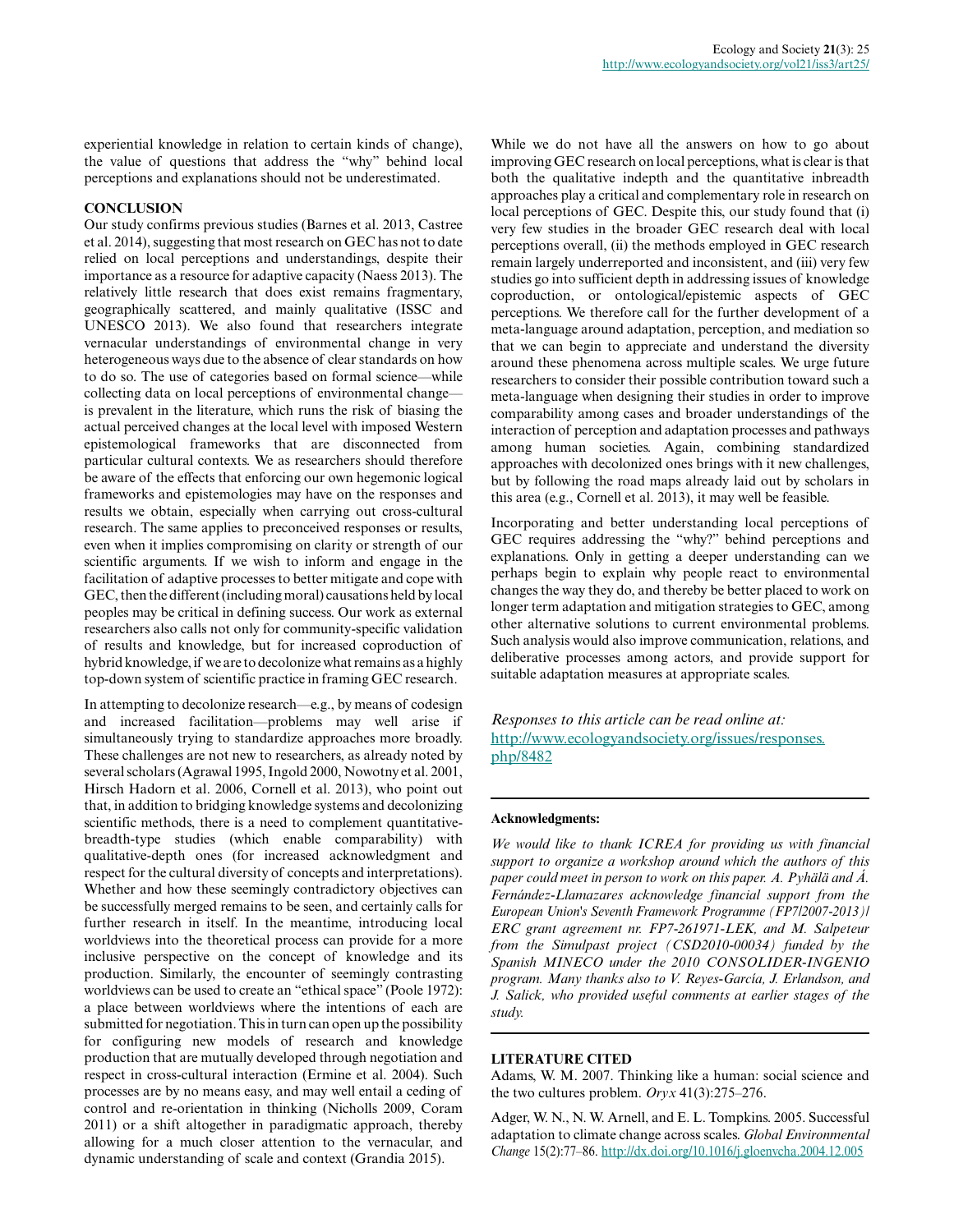experiential knowledge in relation to certain kinds of change), the value of questions that address the "why" behind local perceptions and explanations should not be underestimated.

## CONCLUSION

Our study confirms previous studies (Barnes et al. 2013, Castree et al. 2014), suggesting that most research on GEC has not to date relied on local perceptions and understandings, despite their importance as a resource for adaptive capacity (Naess 2013). The relatively little research that does exist remains fragmentary, geographically scattered, and mainly qualitative (ISSC and UNESCO 2013). We also found that researchers integrate vernacular understandings of environmental change in very heterogeneous ways due to the absence of clear standards on how to do so. The use of categories based on formal science—while collecting data on local perceptions of environmental change—is prevalent in the literature, which runs the risk of biasing the actual perceived changes at the local level with imposed Western epistemological frameworks that are disconnected from particular cultural contexts. We as researchers should therefore be aware of the effects that enforcing our own hegemonic logical frameworks and epistemologies may have on the responses and results we obtain, especially when carrying out cross-cultural research. The same applies to preconceived responses or results, even when it implies compromising on clarity or strength of our scientific arguments. If we wish to inform and engage in the facilitation of adaptive processes to better mitigate and cope with GEC, then the different (including moral) causations held by local peoples may be critical in defining success. Our work as external researchers also calls not only for community-specific validation of results and knowledge, but for increased coproduction of hybrid knowledge, if we are to decolonize what remains as a highly top-down system of scientific practice in framing GEC research.

In attempting to decolonize research—e.g., by means of codesign and increased facilitation—problems may well arise if simultaneously trying to standardize approaches more broadly. These challenges are not new to researchers, as already noted by several scholars (Agrawal 1995, Ingold 2000, Nowotny et al. 2001, Hirsch Hadorn et al. 2006, Cornell et al. 2013), who point out that, in addition to bridging knowledge systems and decolonizing scientific methods, there is a need to complement quantitative-breadth-type studies (which enable comparability) with qualitative-depth ones (for increased acknowledgment and respect for the cultural diversity of concepts and interpretations). Whether and how these seemingly contradictory objectives can be successfully merged remains to be seen, and certainly calls for further research in itself. In the meantime, introducing local worldviews into the theoretical process can provide for a more inclusive perspective on the concept of knowledge and its production. Similarly, the encounter of seemingly contrasting worldviews can be used to create an "ethical space" (Poole 1972): a place between worldviews where the intentions of each are submitted for negotiation. This in turn can open up the possibility for configuring new models of research and knowledge production that are mutually developed through negotiation and respect in cross-cultural interaction (Ermine et al. 2004). Such processes are by no means easy, and may well entail a ceding of control and re-orientation in thinking (Nicholls 2009, Coram 2011) or a shift altogether in paradigmatic approach, thereby allowing for a much closer attention to the vernacular, and dynamic understanding of scale and context (Grandia 2015).

While we do not have all the answers on how to go about improving GEC research on local perceptions, what is clear is that both the qualitative indepth and the quantitative inbreadth approaches play a critical and complementary role in research on local perceptions of GEC. Despite this, our study found that (i) very few studies in the broader GEC research deal with local perceptions overall, (ii) the methods employed in GEC research remain largely underreported and inconsistent, and (iii) very few studies go into sufficient depth in addressing issues of knowledge coproduction, or ontological/epistemic aspects of GEC perceptions. We therefore call for the further development of a meta-language around adaptation, perception, and mediation so that we can begin to appreciate and understand the diversity around these phenomena across multiple scales. We urge future researchers to consider their possible contribution toward such a meta-language when designing their studies in order to improve comparability among cases and broader understandings of the interaction of perception and adaptation processes and pathways among human societies. Again, combining standardized approaches with decolonized ones brings with it new challenges, but by following the road maps already laid out by scholars in this area (e.g., Cornell et al. 2013), it may well be feasible.

Incorporating and better understanding local perceptions of GEC requires addressing the "why?" behind perceptions and explanations. Only in getting a deeper understanding can we perhaps begin to explain why people react to environmental changes the way they do, and thereby be better placed to work on longer term adaptation and mitigation strategies to GEC, among other alternative solutions to current environmental problems. Such analysis would also improve communication, relations, and deliberative processes among actors, and provide support for suitable adaptation measures at appropriate scales.

*Responses to this article can be read online at:* http://www.ecologyandsociety.org/issues/responses.php/8482

**Acknowledgments:**

*We would like to thank ICREA for providing us with financial support to organize a workshop around which the authors of this paper could meet in person to work on this paper. A. Pyhälä and Á. Fernández-Llamazares acknowledge financial support from the European Union's Seventh Framework Programme (FP7/2007-2013)/ ERC grant agreement nr. FP7-261971-LEK, and M. Salpeteur from the Simulpast project (CSD2010-00034) funded by the Spanish MINECO under the 2010 CONSOLIDER-INGENIO program. Many thanks also to V. Reyes-García, J. Erlandson, and J. Salick, who provided useful comments at earlier stages of the study.*

## LITERATURE CITED

Adams, W. M. 2007. Thinking like a human: social science and the two cultures problem. *Oryx* 41(3):275–276.

Adger, W. N., N. W. Arnell, and E. L. Tompkins. 2005. Successful adaptation to climate change across scales. *Global Environmental Change* 15(2):77–86. http://dx.doi.org/10.1016/j.gloenvcha.2004.12.005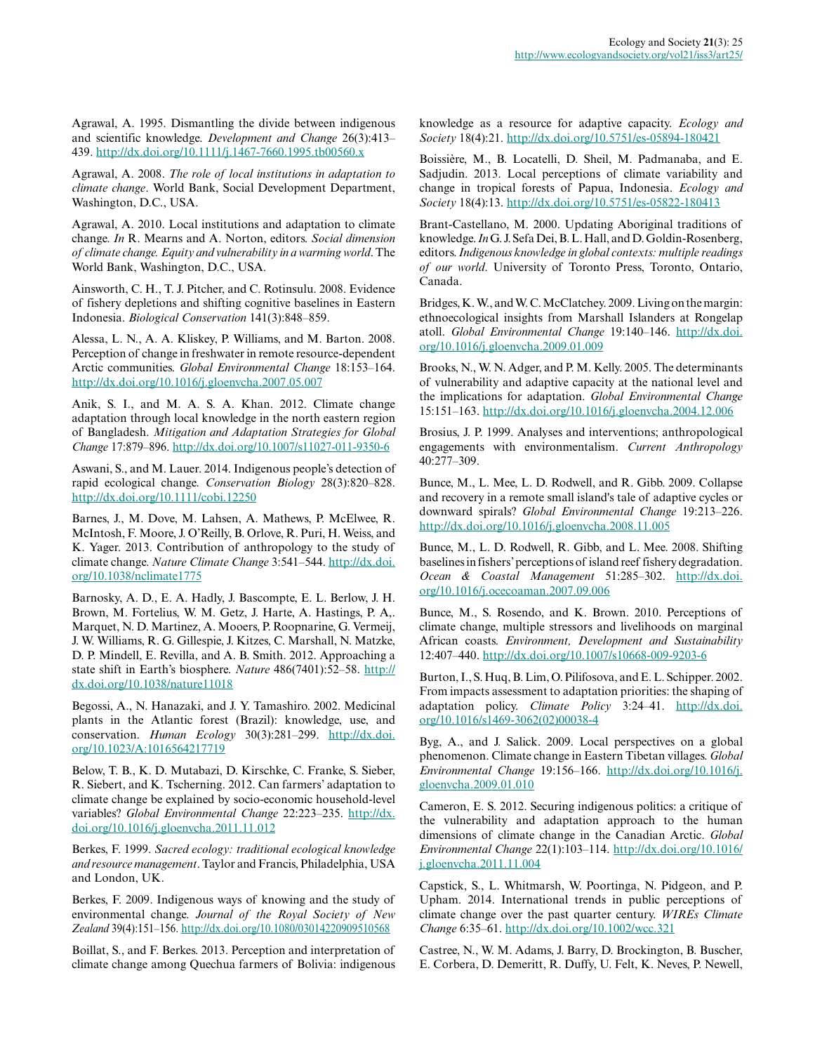Agrawal, A. 1995. Dismantling the divide between indigenous and scientific knowledge. *Development and Change* 26(3):413–439. http://dx.doi.org/10.1111/j.1467-7660.1995.tb00560.x

Agrawal, A. 2008. *The role of local institutions in adaptation to climate change*. World Bank, Social Development Department, Washington, D.C., USA.

Agrawal, A. 2010. Local institutions and adaptation to climate change. *In* R. Mearns and A. Norton, editors. *Social dimension of climate change. Equity and vulnerability in a warming world*. The World Bank, Washington, D.C., USA.

Ainsworth, C. H., T. J. Pitcher, and C. Rotinsulu. 2008. Evidence of fishery depletions and shifting cognitive baselines in Eastern Indonesia. *Biological Conservation* 141(3):848–859.

Alessa, L. N., A. A. Kliskey, P. Williams, and M. Barton. 2008. Perception of change in freshwater in remote resource-dependent Arctic communities. *Global Environmental Change* 18:153–164. http://dx.doi.org/10.1016/j.gloenvcha.2007.05.007

Anik, S. I., and M. A. S. A. Khan. 2012. Climate change adaptation through local knowledge in the north eastern region of Bangladesh. *Mitigation and Adaptation Strategies for Global Change* 17:879–896. http://dx.doi.org/10.1007/s11027-011-9350-6

Aswani, S., and M. Lauer. 2014. Indigenous people's detection of rapid ecological change. *Conservation Biology* 28(3):820–828. http://dx.doi.org/10.1111/cobi.12250

Barnes, J., M. Dove, M. Lahsen, A. Mathews, P. McElwee, R. McIntosh, F. Moore, J. O'Reilly, B. Orlove, R. Puri, H. Weiss, and K. Yager. 2013. Contribution of anthropology to the study of climate change. *Nature Climate Change* 3:541–544. http://dx.doi.org/10.1038/nclimate1775

Barnosky, A. D., E. A. Hadly, J. Bascompte, E. L. Berlow, J. H. Brown, M. Fortelius, W. M. Getz, J. Harte, A. Hastings, P. A,. Marquet, N. D. Martinez, A. Mooers, P. Roopnarine, G. Vermeij, J. W. Williams, R. G. Gillespie, J. Kitzes, C. Marshall, N. Matzke, D. P. Mindell, E. Revilla, and A. B. Smith. 2012. Approaching a state shift in Earth's biosphere. *Nature* 486(7401):52–58. http://dx.doi.org/10.1038/nature11018

Begossi, A., N. Hanazaki, and J. Y. Tamashiro. 2002. Medicinal plants in the Atlantic forest (Brazil): knowledge, use, and conservation. *Human Ecology* 30(3):281–299. http://dx.doi.org/10.1023/A:1016564217719

Below, T. B., K. D. Mutabazi, D. Kirschke, C. Franke, S. Sieber, R. Siebert, and K. Tscherning. 2012. Can farmers' adaptation to climate change be explained by socio-economic household-level variables? *Global Environmental Change* 22:223–235. http://dx.doi.org/10.1016/j.gloenvcha.2011.11.012

Berkes, F. 1999. *Sacred ecology: traditional ecological knowledge and resource management*. Taylor and Francis, Philadelphia, USA and London, UK.

Berkes, F. 2009. Indigenous ways of knowing and the study of environmental change. *Journal of the Royal Society of New Zealand* 39(4):151–156. http://dx.doi.org/10.1080/03014220909510568

Boillat, S., and F. Berkes. 2013. Perception and interpretation of climate change among Quechua farmers of Bolivia: indigenous knowledge as a resource for adaptive capacity. *Ecology and Society* 18(4):21. http://dx.doi.org/10.5751/es-05894-180421

Boissière, M., B. Locatelli, D. Sheil, M. Padmanaba, and E. Sadjudin. 2013. Local perceptions of climate variability and change in tropical forests of Papua, Indonesia. *Ecology and Society* 18(4):13. http://dx.doi.org/10.5751/es-05822-180413

Brant-Castellano, M. 2000. Updating Aboriginal traditions of knowledge. *In* G. J. Sefa Dei, B. L. Hall, and D. Goldin-Rosenberg, editors. *Indigenous knowledge in global contexts: multiple readings of our world*. University of Toronto Press, Toronto, Ontario, Canada.

Bridges, K. W., and W. C. McClatchey. 2009. Living on the margin: ethnoecological insights from Marshall Islanders at Rongelap atoll. *Global Environmental Change* 19:140–146. http://dx.doi.org/10.1016/j.gloenvcha.2009.01.009

Brooks, N., W. N. Adger, and P. M. Kelly. 2005. The determinants of vulnerability and adaptive capacity at the national level and the implications for adaptation. *Global Environmental Change* 15:151–163. http://dx.doi.org/10.1016/j.gloenvcha.2004.12.006

Brosius, J. P. 1999. Analyses and interventions; anthropological engagements with environmentalism. *Current Anthropology* 40:277–309.

Bunce, M., L. Mee, L. D. Rodwell, and R. Gibb. 2009. Collapse and recovery in a remote small island's tale of adaptive cycles or downward spirals? *Global Environmental Change* 19:213–226. http://dx.doi.org/10.1016/j.gloenvcha.2008.11.005

Bunce, M., L. D. Rodwell, R. Gibb, and L. Mee. 2008. Shifting baselines in fishers' perceptions of island reef fishery degradation. *Ocean & Coastal Management* 51:285–302. http://dx.doi.org/10.1016/j.ocecoaman.2007.09.006

Bunce, M., S. Rosendo, and K. Brown. 2010. Perceptions of climate change, multiple stressors and livelihoods on marginal African coasts. *Environment, Development and Sustainability* 12:407–440. http://dx.doi.org/10.1007/s10668-009-9203-6

Burton, I., S. Huq, B. Lim, O. Pilifosova, and E. L. Schipper. 2002. From impacts assessment to adaptation priorities: the shaping of adaptation policy. *Climate Policy* 3:24–41. http://dx.doi.org/10.1016/s1469-3062(02)00038-4

Byg, A., and J. Salick. 2009. Local perspectives on a global phenomenon. Climate change in Eastern Tibetan villages. *Global Environmental Change* 19:156–166. http://dx.doi.org/10.1016/j.gloenvcha.2009.01.010

Cameron, E. S. 2012. Securing indigenous politics: a critique of the vulnerability and adaptation approach to the human dimensions of climate change in the Canadian Arctic. *Global Environmental Change* 22(1):103–114. http://dx.doi.org/10.1016/j.gloenvcha.2011.11.004

Capstick, S., L. Whitmarsh, W. Poortinga, N. Pidgeon, and P. Upham. 2014. International trends in public perceptions of climate change over the past quarter century. *WIREs Climate Change* 6:35–61. http://dx.doi.org/10.1002/wcc.321

Castree, N., W. M. Adams, J. Barry, D. Brockington, B. Buscher, E. Corbera, D. Demeritt, R. Duffy, U. Felt, K. Neves, P. Newell,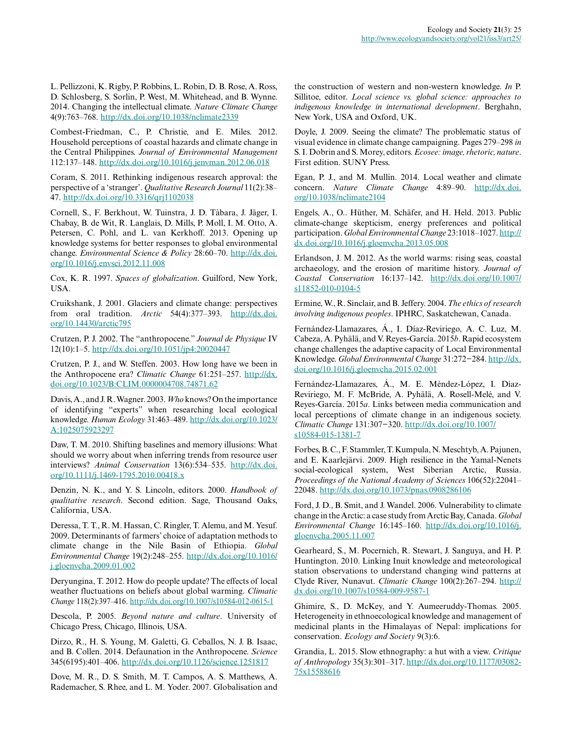L. Pellizzoni, K. Rigby, P. Robbins, L. Robin, D. B. Rose, A. Ross, D. Schlosberg, S. Sorlin, P. West, M. Whitehead, and B. Wynne. 2014. Changing the intellectual climate. *Nature Climate Change* 4(9):763–768. http://dx.doi.org/10.1038/nclimate2339

Combest-Friedman, C., P. Christie, and E. Miles. 2012. Household perceptions of coastal hazards and climate change in the Central Philippines. *Journal of Environmental Management* 112:137–148. http://dx.doi.org/10.1016/j.jenvman.2012.06.018

Coram, S. 2011. Rethinking indigenous research approval: the perspective of a 'stranger'. *Qualitative Research Journal* 11(2):38–47. http://dx.doi.org/10.3316/qrj1102038

Cornell, S., F. Berkhout, W. Tuinstra, J. D. Tàbara, J. Jäger, I. Chabay, B. de Wit, R. Langlais, D. Mills, P. Moll, I. M. Otto, A. Petersen, C. Pohl, and L. van Kerkhoff. 2013. Opening up knowledge systems for better responses to global environmental change. *Environmental Science & Policy* 28:60–70. http://dx.doi.org/10.1016/j.envsci.2012.11.008

Cox, K. R. 1997. *Spaces of globalization*. Guilford, New York, USA.

Cruikshank, J. 2001. Glaciers and climate change: perspectives from oral tradition. *Arctic* 54(4):377–393. http://dx.doi.org/10.14430/arctic795

Crutzen, P. J. 2002. The "anthropocene." *Journal de Physique* IV 12(10):1–5. http://dx.doi.org/10.1051/jp4:20020447

Crutzen, P. J., and W. Steffen. 2003. How long have we been in the Anthropocene era? *Climatic Change* 61:251–257. http://dx.doi.org/10.1023/B:CLIM.0000004708.74871.62

Davis, A., and J. R. Wagner. 2003. *Who* knows? On the importance of identifying "experts" when researching local ecological knowledge. *Human Ecology* 31:463–489. http://dx.doi.org/10.1023/A:1025075923297

Daw, T. M. 2010. Shifting baselines and memory illusions: What should we worry about when inferring trends from resource user interviews? *Animal Conservation* 13(6):534–535. http://dx.doi.org/10.1111/j.1469-1795.2010.00418.x

Denzin, N. K., and Y. S. Lincoln, editors. 2000. *Handbook of qualitative research*. Second edition. Sage, Thousand Oaks, California, USA.

Deressa, T. T., R. M. Hassan, C. Ringler, T. Alemu, and M. Yesuf. 2009. Determinants of farmers' choice of adaptation methods to climate change in the Nile Basin of Ethiopia. *Global Environmental Change* 19(2):248–255. http://dx.doi.org/10.1016/j.gloenvcha.2009.01.002

Deryugina, T. 2012. How do people update? The effects of local weather fluctuations on beliefs about global warming. *Climatic Change* 118(2):397–416. http://dx.doi.org/10.1007/s10584-012-0615-1

Descola, P. 2005. *Beyond nature and culture*. University of Chicago Press, Chicago, Illinois, USA.

Dirzo, R., H. S. Young, M. Galetti, G. Ceballos, N. J. B. Isaac, and B. Collen. 2014. Defaunation in the Anthropocene. *Science* 345(6195):401–406. http://dx.doi.org/10.1126/science.1251817

Dove, M. R., D. S. Smith, M. T. Campos, A. S. Matthews, A. Rademacher, S. Rhee, and L. M. Yoder. 2007. Globalisation and the construction of western and non-western knowledge. *In* P. Sillitoe, editor. *Local science vs. global science: approaches to indigenous knowledge in international development*. Berghahn, New York, USA and Oxford, UK.

Doyle, J. 2009. Seeing the climate? The problematic status of visual evidence in climate change campaigning. Pages 279–298 *in* S. I. Dobrin and S. Morey, editors. *Ecosee: image, rhetoric, nature*. First edition. SUNY Press.

Egan, P. J., and M. Mullin. 2014. Local weather and climate concern. *Nature Climate Change* 4:89–90. http://dx.doi.org/10.1038/nclimate2104

Engels, A., O.. Hüther, M. Schäfer, and H. Held. 2013. Public climate-change skepticism, energy preferences and political participation. *Global Environmental Change* 23:1018–1027. http://dx.doi.org/10.1016/j.gloenvcha.2013.05.008

Erlandson, J. M. 2012. As the world warms: rising seas, coastal archaeology, and the erosion of maritime history. *Journal of Coastal Conservation* 16:137–142. http://dx.doi.org/10.1007/s11852-010-0104-5

Ermine, W., R. Sinclair, and B. Jeffery. 2004. *The ethics of research involving indigenous peoples*. IPHRC, Saskatchewan, Canada.

Fernández-Llamazares, Á., I. Díaz-Reviriego, A. C. Luz, M. Cabeza, A. Pyhälä, and V. Reyes-García. 2015*b*. Rapid ecosystem change challenges the adaptive capacity of Local Environmental Knowledge. *Global Environmental Change* 31:272−284. http://dx.doi.org/10.1016/j.gloenvcha.2015.02.001

Fernández-Llamazares, Á., M. E. Méndez-López, I. Díaz-Reviriego, M. F. McBride, A. Pyhälä, A. Rosell-Melé, and V. Reyes-García. 2015*a*. Links between media communication and local perceptions of climate change in an indigenous society. *Climatic Change* 131:307−320. http://dx.doi.org/10.1007/s10584-015-1381-7

Forbes, B. C., F. Stammler, T. Kumpula, N. Meschtyb, A. Pajunen, and E. Kaarlejärvi. 2009. High resilience in the Yamal-Nenets social-ecological system, West Siberian Arctic, Russia. *Proceedings of the National Academy of Sciences* 106(52):22041–22048. http://dx.doi.org/10.1073/pnas.0908286106

Ford, J. D., B. Smit, and J. Wandel. 2006. Vulnerability to climate change in the Arctic: a case study from Arctic Bay, Canada. *Global Environmental Change* 16:145–160. http://dx.doi.org/10.1016/j.gloenvcha.2005.11.007

Gearheard, S., M. Pocernich, R. Stewart, J. Sanguya, and H. P. Huntington. 2010. Linking Inuit knowledge and meteorological station observations to understand changing wind patterns at Clyde River, Nunavut. *Climatic Change* 100(2):267–294. http://dx.doi.org/10.1007/s10584-009-9587-1

Ghimire, S., D. McKey, and Y. Aumeeruddy-Thomas. 2005. Heterogeneity in ethnoecological knowledge and management of medicinal plants in the Himalayas of Nepal: implications for conservation. *Ecology and Society* 9(3):6.

Grandia, L. 2015. Slow ethnography: a hut with a view. *Critique of Anthropology* 35(3):301–317. http://dx.doi.org/10.1177/0308275x15588616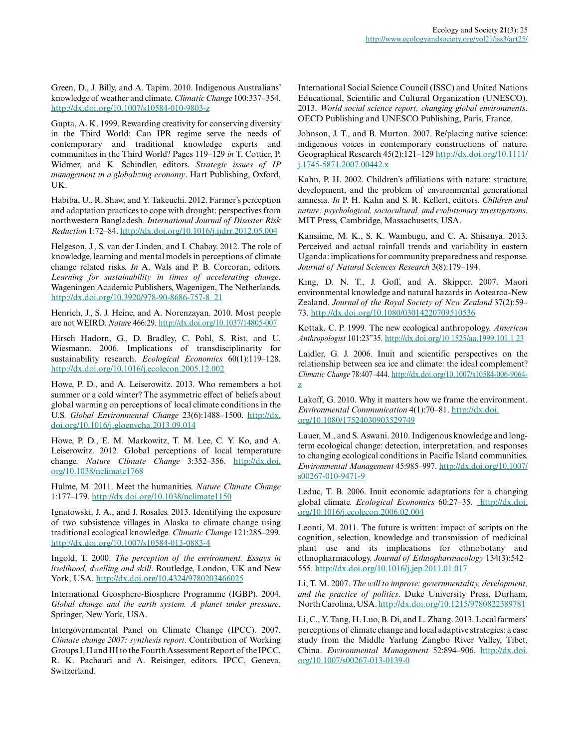Green, D., J. Billy, and A. Tapim. 2010. Indigenous Australians' knowledge of weather and climate. *Climatic Change* 100:337–354. http://dx.doi.org/10.1007/s10584-010-9803-z

Gupta, A. K. 1999. Rewarding creativity for conserving diversity in the Third World: Can IPR regime serve the needs of contemporary and traditional knowledge experts and communities in the Third World? Pages 119–129 *in* T. Cottier, P. Widmer, and K. Schindler, editors. *Strategic issues of IP management in a globalizing economy*. Hart Publishing, Oxford, UK.

Habiba, U., R. Shaw, and Y. Takeuchi. 2012. Farmer's perception and adaptation practices to cope with drought: perspectives from northwestern Bangladesh. *International Journal of Disaster Risk Reduction* 1:72–84. http://dx.doi.org/10.1016/j.ijdrr.2012.05.004

Helgeson, J., S. van der Linden, and I. Chabay. 2012. The role of knowledge, learning and mental models in perceptions of climate change related risks. *In* A. Wals and P. B. Corcoran, editors. *Learning for sustainability in times of accelerating change*. Wageningen Academic Publishers, Wagenigen, The Netherlands. http://dx.doi.org/10.3920/978-90-8686-757-8_21

Henrich, J., S. J. Heine, and A. Norenzayan. 2010. Most people are not WEIRD. *Nature* 466:29. http://dx.doi.org/10.1037/14805-007

Hirsch Hadorn, G., D. Bradley, C. Pohl, S. Rist, and U. Wiesmann. 2006. Implications of transdisciplinarity for sustainability research. *Ecological Economics* 60(1):119–128. http://dx.doi.org/10.1016/j.ecolecon.2005.12.002

Howe, P. D., and A. Leiserowitz. 2013. Who remembers a hot summer or a cold winter? The asymmetric effect of beliefs about global warming on perceptions of local climate conditions in the U.S. *Global Environmental Change* 23(6):1488–1500. http://dx.doi.org/10.1016/j.gloenvcha.2013.09.014

Howe, P. D., E. M. Markowitz, T. M. Lee, C. Y. Ko, and A. Leiserowitz. 2012. Global perceptions of local temperature change. *Nature Climate Change* 3:352–356. http://dx.doi.org/10.1038/nclimate1768

Hulme, M. 2011. Meet the humanities. *Nature Climate Change* 1:177–179. http://dx.doi.org/10.1038/nclimate1150

Ignatowski, J. A., and J. Rosales. 2013. Identifying the exposure of two subsistence villages in Alaska to climate change using traditional ecological knowledge. *Climatic Change* 121:285–299. http://dx.doi.org/10.1007/s10584-013-0883-4

Ingold, T. 2000. *The perception of the environment. Essays in livelihood, dwelling and skill*. Routledge, London, UK and New York, USA. http://dx.doi.org/10.4324/9780203466025

International Geosphere-Biosphere Programme (IGBP). 2004. *Global change and the earth system. A planet under pressure*. Springer, New York, USA.

Intergovernmental Panel on Climate Change (IPCC). 2007. *Climate change 2007: synthesis report*. Contribution of Working Groups I, II and III to the Fourth Assessment Report of the IPCC. R. K. Pachauri and A. Reisinger, editors. IPCC, Geneva, Switzerland.

International Social Science Council (ISSC) and United Nations Educational, Scientific and Cultural Organization (UNESCO). 2013. *World social science report, changing global environments*. OECD Publishing and UNESCO Publishing, Paris, France.

Johnson, J. T., and B. Murton. 2007. Re/placing native science: indigenous voices in contemporary constructions of nature. Geographical Research 45(2):121–129 http://dx.doi.org/10.1111/j.1745-5871.2007.00442.x

Kahn, P. H. 2002. Children's affiliations with nature: structure, development, and the problem of environmental generational amnesia. *In* P. H. Kahn and S. R. Kellert, editors. *Children and nature: psychological, sociocultural, and evolutionary investigations*. MIT Press, Cambridge, Massachusetts, USA.

Kansiime, M. K., S. K. Wambugu, and C. A. Shisanya. 2013. Perceived and actual rainfall trends and variability in eastern Uganda: implications for community preparedness and response. *Journal of Natural Sciences Research* 3(8):179–194.

King, D. N. T., J. Goff, and A. Skipper. 2007. Maori environmental knowledge and natural hazards in Aotearoa-New Zealand. *Journal of the Royal Society of New Zealand* 37(2):59–73. http://dx.doi.org/10.1080/03014220709510536

Kottak, C. P. 1999. The new ecological anthropology. *American Anthropologist* 101:23"35. http://dx.doi.org/10.1525/aa.1999.101.1.23

Laidler, G. J. 2006. Inuit and scientific perspectives on the relationship between sea ice and climate: the ideal complement? *Climatic Change* 78:407–444. http://dx.doi.org/10.1007/s10584-006-9064-z

Lakoff, G. 2010. Why it matters how we frame the environment. *Environmental Communication* 4(1):70–81. http://dx.doi.org/10.1080/17524030903529749

Lauer, M., and S. Aswani. 2010. Indigenous knowledge and long-term ecological change: detection, interpretation, and responses to changing ecological conditions in Pacific Island communities. *Environmental Management* 45:985–997. http://dx.doi.org/10.1007/s00267-010-9471-9

Leduc, T. B. 2006. Inuit economic adaptations for a changing global climate. *Ecological Economics* 60:27–35. http://dx.doi.org/10.1016/j.ecolecon.2006.02.004

Leonti, M. 2011. The future is written: impact of scripts on the cognition, selection, knowledge and transmission of medicinal plant use and its implications for ethnobotany and ethnopharmacology. *Journal of Ethnopharmacology* 134(3):542–555. http://dx.doi.org/10.1016/j.jep.2011.01.017

Li, T. M. 2007. *The will to improve: governmentality, development, and the practice of politics*. Duke University Press, Durham, North Carolina, USA. http://dx.doi.org/10.1215/9780822389781

Li, C., Y. Tang, H. Luo, B. Di, and L. Zhang. 2013. Local farmers' perceptions of climate change and local adaptive strategies: a case study from the Middle Yarlung Zangbo River Valley, Tibet, China. *Environmental Management* 52:894–906. http://dx.doi.org/10.1007/s00267-013-0139-0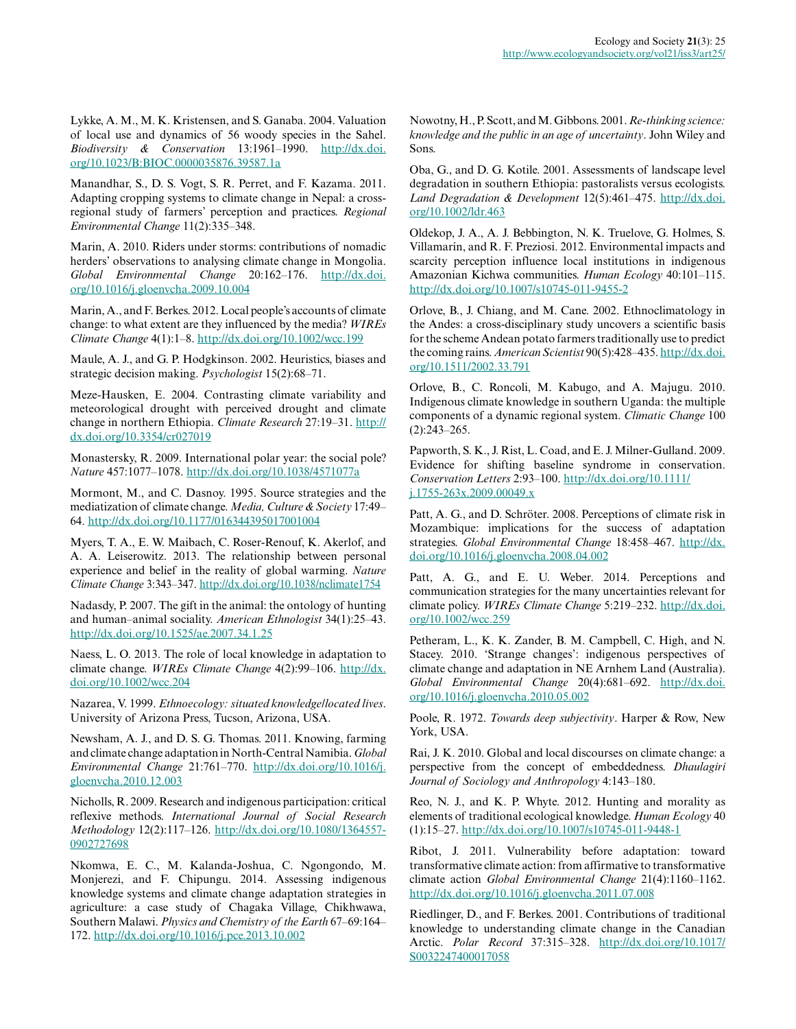Lykke, A. M., M. K. Kristensen, and S. Ganaba. 2004. Valuation of local use and dynamics of 56 woody species in the Sahel. *Biodiversity & Conservation* 13:1961–1990. http://dx.doi.org/10.1023/B:BIOC.0000035876.39587.1a

Manandhar, S., D. S. Vogt, S. R. Perret, and F. Kazama. 2011. Adapting cropping systems to climate change in Nepal: a cross-regional study of farmers' perception and practices. *Regional Environmental Change* 11(2):335–348.

Marin, A. 2010. Riders under storms: contributions of nomadic herders' observations to analysing climate change in Mongolia. *Global Environmental Change* 20:162–176. http://dx.doi.org/10.1016/j.gloenvcha.2009.10.004

Marin, A., and F. Berkes. 2012. Local people's accounts of climate change: to what extent are they influenced by the media? *WIREs Climate Change* 4(1):1–8. http://dx.doi.org/10.1002/wcc.199

Maule, A. J., and G. P. Hodgkinson. 2002. Heuristics, biases and strategic decision making. *Psychologist* 15(2):68–71.

Meze-Hausken, E. 2004. Contrasting climate variability and meteorological drought with perceived drought and climate change in northern Ethiopia. *Climate Research* 27:19–31. http://dx.doi.org/10.3354/cr027019

Monastersky, R. 2009. International polar year: the social pole? *Nature* 457:1077–1078. http://dx.doi.org/10.1038/4571077a

Mormont, M., and C. Dasnoy. 1995. Source strategies and the mediatization of climate change. *Media, Culture & Society* 17:49–64. http://dx.doi.org/10.1177/016344395017001004

Myers, T. A., E. W. Maibach, C. Roser-Renouf, K. Akerlof, and A. A. Leiserowitz. 2013. The relationship between personal experience and belief in the reality of global warming. *Nature Climate Change* 3:343–347. http://dx.doi.org/10.1038/nclimate1754

Nadasdy, P. 2007. The gift in the animal: the ontology of hunting and human–animal sociality. *American Ethnologist* 34(1):25–43. http://dx.doi.org/10.1525/ae.2007.34.1.25

Naess, L. O. 2013. The role of local knowledge in adaptation to climate change. *WIREs Climate Change* 4(2):99–106. http://dx.doi.org/10.1002/wcc.204

Nazarea, V. 1999. *Ethnoecology: situated knowledge/located lives*. University of Arizona Press, Tucson, Arizona, USA.

Newsham, A. J., and D. S. G. Thomas. 2011. Knowing, farming and climate change adaptation in North-Central Namibia. *Global Environmental Change* 21:761–770. http://dx.doi.org/10.1016/j.gloenvcha.2010.12.003

Nicholls, R. 2009. Research and indigenous participation: critical reflexive methods. *International Journal of Social Research Methodology* 12(2):117–126. http://dx.doi.org/10.1080/13645570902727698

Nkomwa, E. C., M. Kalanda-Joshua, C. Ngongondo, M. Monjerezi, and F. Chipungu. 2014. Assessing indigenous knowledge systems and climate change adaptation strategies in agriculture: a case study of Chagaka Village, Chikhwawa, Southern Malawi. *Physics and Chemistry of the Earth* 67–69:164–172. http://dx.doi.org/10.1016/j.pce.2013.10.002

Nowotny, H., P. Scott, and M. Gibbons. 2001. *Re-thinking science: knowledge and the public in an age of uncertainty*. John Wiley and Sons.

Oba, G., and D. G. Kotile. 2001. Assessments of landscape level degradation in southern Ethiopia: pastoralists versus ecologists. *Land Degradation & Development* 12(5):461–475. http://dx.doi.org/10.1002/ldr.463

Oldekop, J. A., A. J. Bebbington, N. K. Truelove, G. Holmes, S. Villamarín, and R. F. Preziosi. 2012. Environmental impacts and scarcity perception influence local institutions in indigenous Amazonian Kichwa communities. *Human Ecology* 40:101–115. http://dx.doi.org/10.1007/s10745-011-9455-2

Orlove, B., J. Chiang, and M. Cane. 2002. Ethnoclimatology in the Andes: a cross-disciplinary study uncovers a scientific basis for the scheme Andean potato farmers traditionally use to predict the coming rains. *American Scientist* 90(5):428–435. http://dx.doi.org/10.1511/2002.33.791

Orlove, B., C. Roncoli, M. Kabugo, and A. Majugu. 2010. Indigenous climate knowledge in southern Uganda: the multiple components of a dynamic regional system. *Climatic Change* 100(2):243–265.

Papworth, S. K., J. Rist, L. Coad, and E. J. Milner-Gulland. 2009. Evidence for shifting baseline syndrome in conservation. *Conservation Letters* 2:93–100. http://dx.doi.org/10.1111/j.1755-263x.2009.00049.x

Patt, A. G., and D. Schröter. 2008. Perceptions of climate risk in Mozambique: implications for the success of adaptation strategies. *Global Environmental Change* 18:458–467. http://dx.doi.org/10.1016/j.gloenvcha.2008.04.002

Patt, A. G., and E. U. Weber. 2014. Perceptions and communication strategies for the many uncertainties relevant for climate policy. *WIREs Climate Change* 5:219–232. http://dx.doi.org/10.1002/wcc.259

Petheram, L., K. K. Zander, B. M. Campbell, C. High, and N. Stacey. 2010. 'Strange changes': indigenous perspectives of climate change and adaptation in NE Arnhem Land (Australia). *Global Environmental Change* 20(4):681–692. http://dx.doi.org/10.1016/j.gloenvcha.2010.05.002

Poole, R. 1972. *Towards deep subjectivity*. Harper & Row, New York, USA.

Rai, J. K. 2010. Global and local discourses on climate change: a perspective from the concept of embeddedness. *Dhaulagiri Journal of Sociology and Anthropology* 4:143–180.

Reo, N. J., and K. P. Whyte. 2012. Hunting and morality as elements of traditional ecological knowledge. *Human Ecology* 40(1):15–27. http://dx.doi.org/10.1007/s10745-011-9448-1

Ribot, J. 2011. Vulnerability before adaptation: toward transformative climate action: from affirmative to transformative climate action *Global Environmental Change* 21(4):1160–1162. http://dx.doi.org/10.1016/j.gloenvcha.2011.07.008

Riedlinger, D., and F. Berkes. 2001. Contributions of traditional knowledge to understanding climate change in the Canadian Arctic. *Polar Record* 37:315–328. http://dx.doi.org/10.1017/S0032247400017058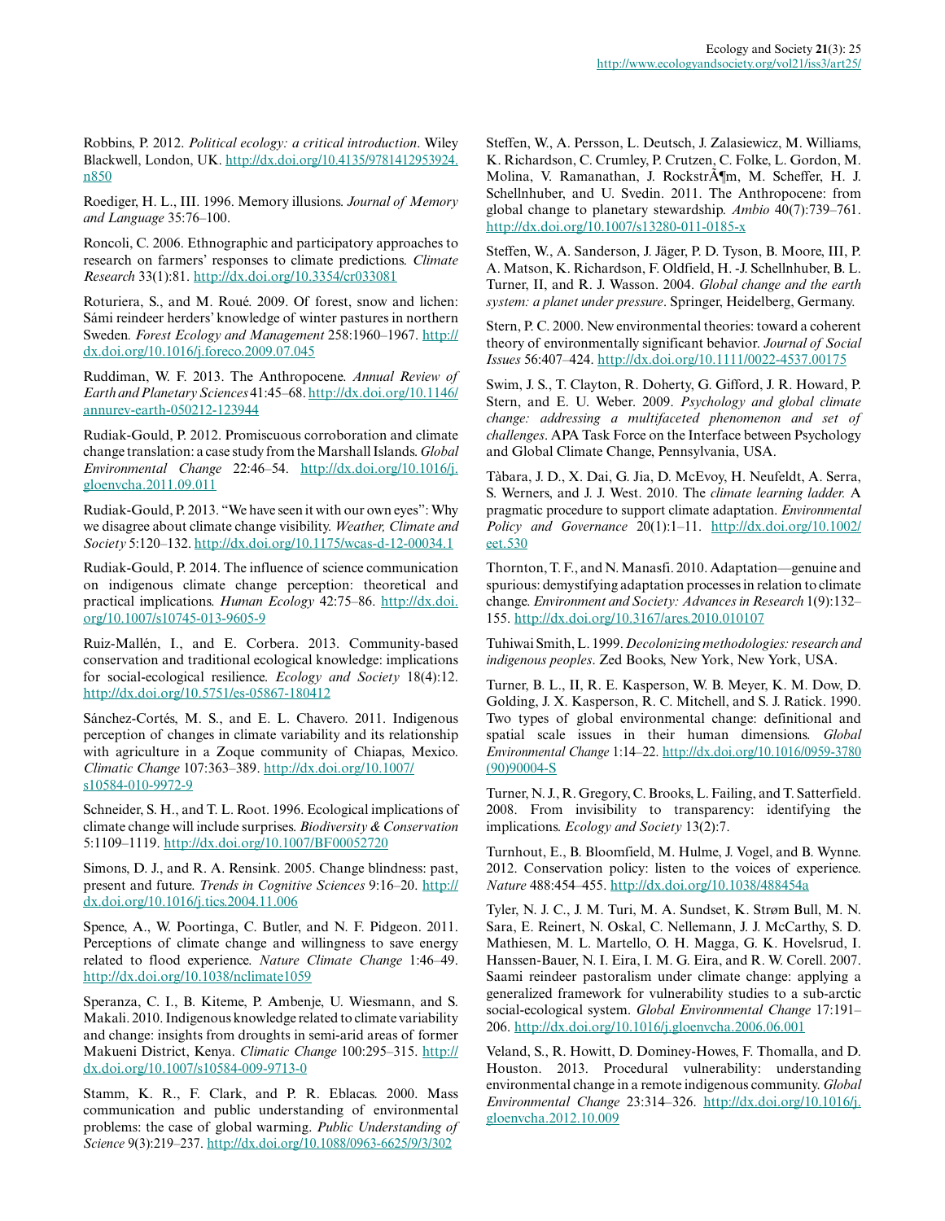Robbins, P. 2012. *Political ecology: a critical introduction*. Wiley Blackwell, London, UK. http://dx.doi.org/10.4135/9781412953924.n850

Roediger, H. L., III. 1996. Memory illusions. *Journal of Memory and Language* 35:76–100.

Roncoli, C. 2006. Ethnographic and participatory approaches to research on farmers' responses to climate predictions. *Climate Research* 33(1):81. http://dx.doi.org/10.3354/cr033081

Roturiera, S., and M. Roué. 2009. Of forest, snow and lichen: Sámi reindeer herders' knowledge of winter pastures in northern Sweden. *Forest Ecology and Management* 258:1960–1967. http://dx.doi.org/10.1016/j.foreco.2009.07.045

Ruddiman, W. F. 2013. The Anthropocene. *Annual Review of Earth and Planetary Sciences* 41:45–68. http://dx.doi.org/10.1146/annurev-earth-050212-123944

Rudiak-Gould, P. 2012. Promiscuous corroboration and climate change translation: a case study from the Marshall Islands. *Global Environmental Change* 22:46–54. http://dx.doi.org/10.1016/j.gloenvcha.2011.09.011

Rudiak-Gould, P. 2013. "We have seen it with our own eyes": Why we disagree about climate change visibility. *Weather, Climate and Society* 5:120–132. http://dx.doi.org/10.1175/wcas-d-12-00034.1

Rudiak-Gould, P. 2014. The influence of science communication on indigenous climate change perception: theoretical and practical implications. *Human Ecology* 42:75–86. http://dx.doi.org/10.1007/s10745-013-9605-9

Ruiz-Mallén, I., and E. Corbera. 2013. Community-based conservation and traditional ecological knowledge: implications for social-ecological resilience. *Ecology and Society* 18(4):12. http://dx.doi.org/10.5751/es-05867-180412

Sánchez-Cortés, M. S., and E. L. Chavero. 2011. Indigenous perception of changes in climate variability and its relationship with agriculture in a Zoque community of Chiapas, Mexico. *Climatic Change* 107:363–389. http://dx.doi.org/10.1007/s10584-010-9972-9

Schneider, S. H., and T. L. Root. 1996. Ecological implications of climate change will include surprises. *Biodiversity & Conservation* 5:1109–1119. http://dx.doi.org/10.1007/BF00052720

Simons, D. J., and R. A. Rensink. 2005. Change blindness: past, present and future. *Trends in Cognitive Sciences* 9:16–20. http://dx.doi.org/10.1016/j.tics.2004.11.006

Spence, A., W. Poortinga, C. Butler, and N. F. Pidgeon. 2011. Perceptions of climate change and willingness to save energy related to flood experience. *Nature Climate Change* 1:46–49. http://dx.doi.org/10.1038/nclimate1059

Speranza, C. I., B. Kiteme, P. Ambenje, U. Wiesmann, and S. Makali. 2010. Indigenous knowledge related to climate variability and change: insights from droughts in semi-arid areas of former Makueni District, Kenya. *Climatic Change* 100:295–315. http://dx.doi.org/10.1007/s10584-009-9713-0

Stamm, K. R., F. Clark, and P. R. Eblacas. 2000. Mass communication and public understanding of environmental problems: the case of global warming. *Public Understanding of Science* 9(3):219–237. http://dx.doi.org/10.1088/0963-6625/9/3/302

Steffen, W., A. Persson, L. Deutsch, J. Zalasiewicz, M. Williams, K. Richardson, C. Crumley, P. Crutzen, C. Folke, L. Gordon, M. Molina, V. Ramanathan, J. RockstrÃ¶m, M. Scheffer, H. J. Schellnhuber, and U. Svedin. 2011. The Anthropocene: from global change to planetary stewardship. *Ambio* 40(7):739–761. http://dx.doi.org/10.1007/s13280-011-0185-x

Steffen, W., A. Sanderson, J. Jäger, P. D. Tyson, B. Moore, III, P. A. Matson, K. Richardson, F. Oldfield, H. -J. Schellnhuber, B. L. Turner, II, and R. J. Wasson. 2004. *Global change and the earth system: a planet under pressure*. Springer, Heidelberg, Germany.

Stern, P. C. 2000. New environmental theories: toward a coherent theory of environmentally significant behavior. *Journal of Social Issues* 56:407–424. http://dx.doi.org/10.1111/0022-4537.00175

Swim, J. S., T. Clayton, R. Doherty, G. Gifford, J. R. Howard, P. Stern, and E. U. Weber. 2009. *Psychology and global climate change: addressing a multifaceted phenomenon and set of challenges*. APA Task Force on the Interface between Psychology and Global Climate Change, Pennsylvania, USA.

Tàbara, J. D., X. Dai, G. Jia, D. McEvoy, H. Neufeldt, A. Serra, S. Werners, and J. J. West. 2010. The *climate learning ladder.* A pragmatic procedure to support climate adaptation. *Environmental Policy and Governance* 20(1):1–11. http://dx.doi.org/10.1002/eet.530

Thornton, T. F., and N. Manasfi. 2010. Adaptation—genuine and spurious: demystifying adaptation processes in relation to climate change. *Environment and Society: Advances in Research* 1(9):132–155. http://dx.doi.org/10.3167/ares.2010.010107

Tuhiwai Smith, L. 1999. *Decolonizing methodologies: research and indigenous peoples*. Zed Books, New York, New York, USA.

Turner, B. L., II, R. E. Kasperson, W. B. Meyer, K. M. Dow, D. Golding, J. X. Kasperson, R. C. Mitchell, and S. J. Ratick. 1990. Two types of global environmental change: definitional and spatial scale issues in their human dimensions. *Global Environmental Change* 1:14–22. http://dx.doi.org/10.1016/0959-3780(90)90004-S

Turner, N. J., R. Gregory, C. Brooks, L. Failing, and T. Satterfield. 2008. From invisibility to transparency: identifying the implications. *Ecology and Society* 13(2):7.

Turnhout, E., B. Bloomfield, M. Hulme, J. Vogel, and B. Wynne. 2012. Conservation policy: listen to the voices of experience. *Nature* 488:454–455. http://dx.doi.org/10.1038/488454a

Tyler, N. J. C., J. M. Turi, M. A. Sundset, K. Strøm Bull, M. N. Sara, E. Reinert, N. Oskal, C. Nellemann, J. J. McCarthy, S. D. Mathiesen, M. L. Martello, O. H. Magga, G. K. Hovelsrud, I. Hanssen-Bauer, N. I. Eira, I. M. G. Eira, and R. W. Corell. 2007. Saami reindeer pastoralism under climate change: applying a generalized framework for vulnerability studies to a sub-arctic social-ecological system. *Global Environmental Change* 17:191–206. http://dx.doi.org/10.1016/j.gloenvcha.2006.06.001

Veland, S., R. Howitt, D. Dominey-Howes, F. Thomalla, and D. Houston. 2013. Procedural vulnerability: understanding environmental change in a remote indigenous community. *Global Environmental Change* 23:314–326. http://dx.doi.org/10.1016/j.gloenvcha.2012.10.009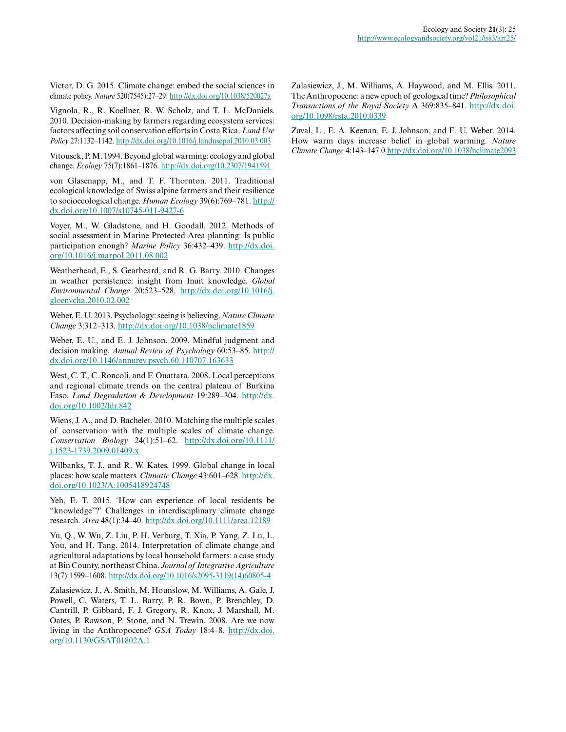Victor, D. G. 2015. Climate change: embed the social sciences in climate policy. *Nature* 520(7545):27–29. http://dx.doi.org/10.1038/520027a

Vignola, R., R. Koellner, R. W. Scholz, and T. L. McDaniels. 2010. Decision-making by farmers regarding ecosystem services: factors affecting soil conservation efforts in Costa Rica. *Land Use Policy* 27:1132–1142. http://dx.doi.org/10.1016/j.landusepol.2010.03.003

Vitousek, P. M. 1994. Beyond global warming: ecology and global change. *Ecology* 75(7):1861–1876. http://dx.doi.org/10.2307/1941591

von Glasenapp, M., and T. F. Thornton. 2011. Traditional ecological knowledge of Swiss alpine farmers and their resilience to socioecological change. *Human Ecology* 39(6):769–781. http://dx.doi.org/10.1007/s10745-011-9427-6

Voyer, M., W. Gladstone, and H. Goodall. 2012. Methods of social assessment in Marine Protected Area planning: Is public participation enough? *Marine Policy* 36:432–439. http://dx.doi.org/10.1016/j.marpol.2011.08.002

Weatherhead, E., S. Gearheard, and R. G. Barry. 2010. Changes in weather persistence: insight from Inuit knowledge. *Global Environmental Change* 20:523–528. http://dx.doi.org/10.1016/j.gloenvcha.2010.02.002

Weber, E. U. 2013. Psychology: seeing is believing. *Nature Climate Change* 3:312–313. http://dx.doi.org/10.1038/nclimate1859

Weber, E. U., and E. J. Johnson. 2009. Mindful judgment and decision making. *Annual Review of Psychology* 60:53–85. http://dx.doi.org/10.1146/annurev.psych.60.110707.163633

West, C. T., C. Roncoli, and F. Ouattara. 2008. Local perceptions and regional climate trends on the central plateau of Burkina Faso. *Land Degradation & Development* 19:289–304. http://dx.doi.org/10.1002/ldr.842

Wiens, J. A., and D. Bachelet. 2010. Matching the multiple scales of conservation with the multiple scales of climate change. *Conservation Biology* 24(1):51–62. http://dx.doi.org/10.1111/j.1523-1739.2009.01409.x

Wilbanks, T. J., and R. W. Kates. 1999. Global change in local places: how scale matters. *Climatic Change* 43:601–628. http://dx.doi.org/10.1023/A:1005418924748

Yeh, E. T. 2015. 'How can experience of local residents be "knowledge"?' Challenges in interdisciplinary climate change research. *Area* 48(1):34–40. http://dx.doi.org/10.1111/area.12189

Yu, Q., W. Wu, Z. Liu, P. H. Verburg, T. Xia, P. Yang, Z. Lu, L. You, and H. Tang. 2014. Interpretation of climate change and agricultural adaptations by local household farmers: a case study at Bin County, northeast China. *Journal of Integrative Agriculture* 13(7):1599–1608. http://dx.doi.org/10.1016/s2095-3119(14)60805-4

Zalasiewicz, J., A. Smith, M. Hounslow, M. Williams, A. Gale, J. Powell, C. Waters, T. L. Barry, P. R. Bown, P. Brenchley, D. Cantrill, P. Gibbard, F. J. Gregory, R. Knox, J. Marshall, M. Oates, P. Rawson, P. Stone, and N. Trewin. 2008. Are we now living in the Anthropocene? *GSA Today* 18:4–8. http://dx.doi.org/10.1130/GSAT01802A.1

Zalasiewicz, J., M. Williams, A. Haywood, and M. Ellis. 2011. The Anthropocene: a new epoch of geological time? *Philosophical Transactions of the Royal Society* A 369:835–841. http://dx.doi.org/10.1098/rsta.2010.0339

Zaval, L., E. A. Keenan, E. J. Johnson, and E. U. Weber. 2014. How warm days increase belief in global warming. *Nature Climate Change* 4:143–147.0 http://dx.doi.org/10.1038/nclimate2093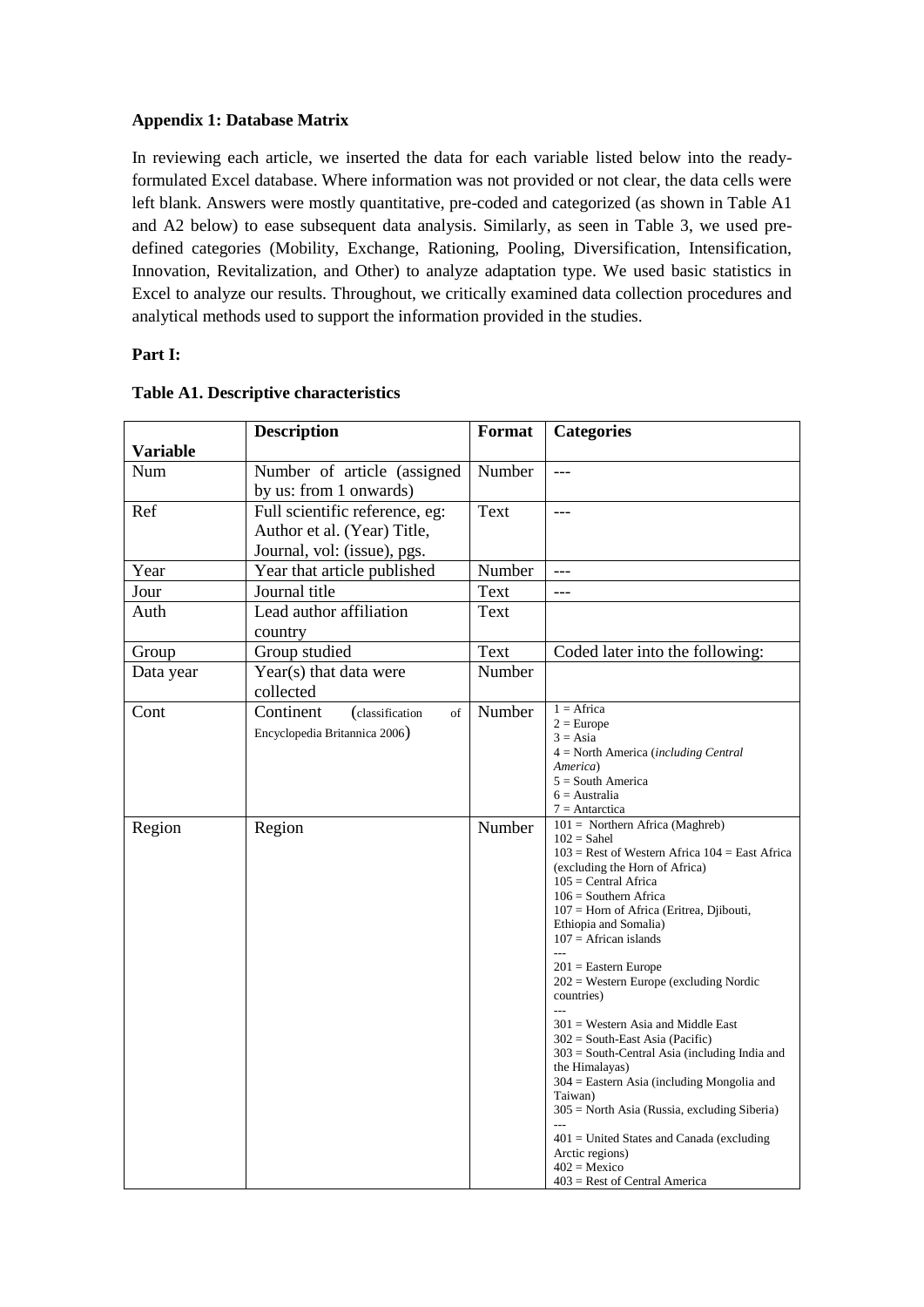**Appendix 1: Database Matrix**

In reviewing each article, we inserted the data for each variable listed below into the ready-formulated Excel database. Where information was not provided or not clear, the data cells were left blank. Answers were mostly quantitative, pre-coded and categorized (as shown in Table A1 and A2 below) to ease subsequent data analysis. Similarly, as seen in Table 3, we used pre-defined categories (Mobility, Exchange, Rationing, Pooling, Diversification, Intensification, Innovation, Revitalization, and Other) to analyze adaptation type. We used basic statistics in Excel to analyze our results. Throughout, we critically examined data collection procedures and analytical methods used to support the information provided in the studies.

**Part I:**

**Table A1. Descriptive characteristics**

| Variable | Description | Format | Categories |
|---|---|---|---|
| Num | Number of article (assigned by us: from 1 onwards) | Number | --- |
| Ref | Full scientific reference, eg: Author et al. (Year) Title, Journal, vol: (issue), pgs. | Text | --- |
| Year | Year that article published | Number | --- |
| Jour | Journal title | Text | --- |
| Auth | Lead author affiliation country | Text | |
| Group | Group studied | Text | Coded later into the following: |
| Data year | Year(s) that data were collected | Number | |
| Cont | Continent (classification of Encyclopedia Britannica 2006) | Number | 1 = Africa<br>2 = Europe<br>3 = Asia<br>4 = North America (*including Central America*)<br>5 = South America<br>6 = Australia<br>7 = Antarctica |
| Region | Region | Number | 101 = Northern Africa (Maghreb)<br>102 = Sahel<br>103 = Rest of Western Africa 104 = East Africa (excluding the Horn of Africa)<br>105 = Central Africa<br>106 = Southern Africa<br>107 = Horn of Africa (Eritrea, Djibouti, Ethiopia and Somalia)<br>107 = African islands<br>---<br>201 = Eastern Europe<br>202 = Western Europe (excluding Nordic countries)<br>---<br>301 = Western Asia and Middle East<br>302 = South-East Asia (Pacific)<br>303 = South-Central Asia (including India and the Himalayas)<br>304 = Eastern Asia (including Mongolia and Taiwan)<br>305 = North Asia (Russia, excluding Siberia)<br>---<br>401 = United States and Canada (excluding Arctic regions)<br>402 = Mexico<br>403 = Rest of Central America |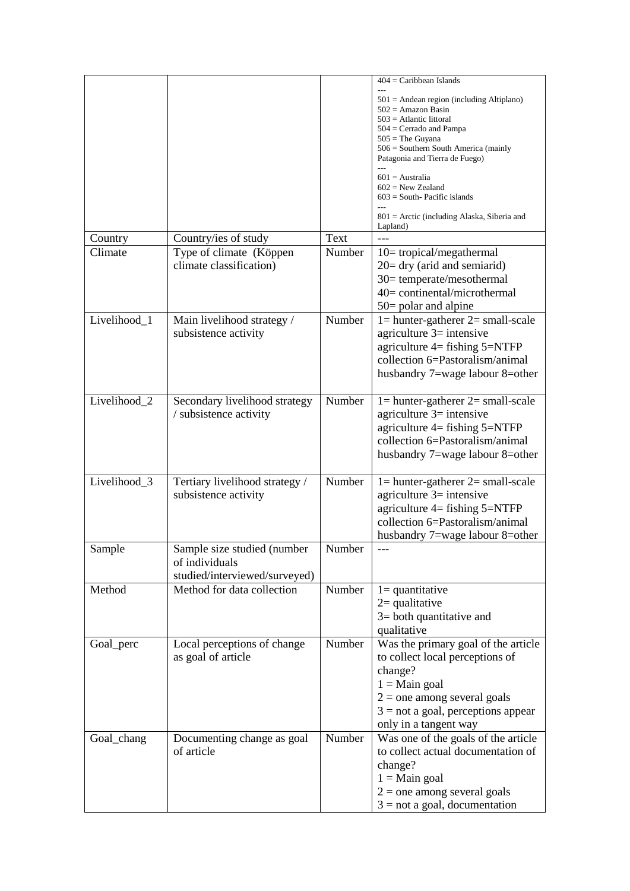| | | | 404 = Caribbean Islands<br>---<br>501 = Andean region (including Altiplano)<br>502 = Amazon Basin<br>503 = Atlantic littoral<br>504 = Cerrado and Pampa<br>505 = The Guyana<br>506 = Southern South America (mainly Patagonia and Tierra de Fuego)<br>---<br>601 = Australia<br>602 = New Zealand<br>603 = South- Pacific islands<br>---<br>801 = Arctic (including Alaska, Siberia and Lapland) |
|---|---|---|---|
| Country | Country/ies of study | Text | --- |
| Climate | Type of climate (Köppen climate classification) | Number | 10= tropical/megathermal<br>20= dry (arid and semiarid)<br>30= temperate/mesothermal<br>40= continental/microthermal<br>50= polar and alpine |
| Livelihood_1 | Main livelihood strategy / subsistence activity | Number | 1= hunter-gatherer 2= small-scale agriculture 3= intensive agriculture 4= fishing 5=NTFP collection 6=Pastoralism/animal husbandry 7=wage labour 8=other |
| Livelihood_2 | Secondary livelihood strategy / subsistence activity | Number | 1= hunter-gatherer 2= small-scale agriculture 3= intensive agriculture 4= fishing 5=NTFP collection 6=Pastoralism/animal husbandry 7=wage labour 8=other |
| Livelihood_3 | Tertiary livelihood strategy / subsistence activity | Number | 1= hunter-gatherer 2= small-scale agriculture 3= intensive agriculture 4= fishing 5=NTFP collection 6=Pastoralism/animal husbandry 7=wage labour 8=other |
| Sample | Sample size studied (number of individuals studied/interviewed/surveyed) | Number | --- |
| Method | Method for data collection | Number | 1= quantitative<br>2= qualitative<br>3= both quantitative and qualitative |
| Goal_perc | Local perceptions of change as goal of article | Number | Was the primary goal of the article to collect local perceptions of change?<br>1 = Main goal<br>2 = one among several goals<br>3 = not a goal, perceptions appear only in a tangent way |
| Goal_chang | Documenting change as goal of article | Number | Was one of the goals of the article to collect actual documentation of change?<br>1 = Main goal<br>2 = one among several goals<br>3 = not a goal, documentation |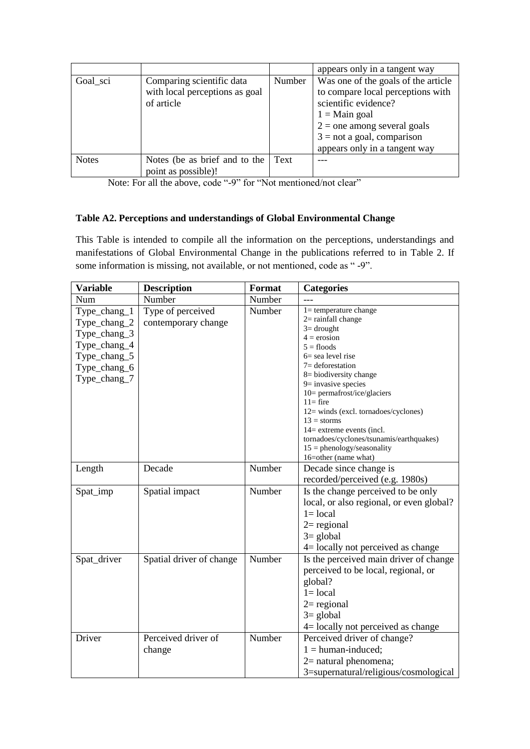| | | | appears only in a tangent way |
|---|---|---|---|
| Goal_sci | Comparing scientific data with local perceptions as goal of article | Number | Was one of the goals of the article to compare local perceptions with scientific evidence?<br>1 = Main goal<br>2 = one among several goals<br>3 = not a goal, comparison appears only in a tangent way |
| Notes | Notes (be as brief and to the point as possible)! | Text | --- |

Note: For all the above, code "-9" for "Not mentioned/not clear"

**Table A2. Perceptions and understandings of Global Environmental Change**

This Table is intended to compile all the information on the perceptions, understandings and manifestations of Global Environmental Change in the publications referred to in Table 2. If some information is missing, not available, or not mentioned, code as " -9".

| Variable | Description | Format | Categories |
|---|---|---|---|
| Num | Number | Number | --- |
| Type_chang_1<br>Type_chang_2<br>Type_chang_3<br>Type_chang_4<br>Type_chang_5<br>Type_chang_6<br>Type_chang_7 | Type of perceived contemporary change | Number | 1= temperature change<br>2= rainfall change<br>3= drought<br>4 = erosion<br>5 = floods<br>6= sea level rise<br>7= deforestation<br>8= biodiversity change<br>9= invasive species<br>10= permafrost/ice/glaciers<br>11= fire<br>12= winds (excl. tornadoes/cyclones)<br>13 = storms<br>14= extreme events (incl. tornadoes/cyclones/tsunamis/earthquakes)<br>15 = phenology/seasonality<br>16=other (name what) |
| Length | Decade | Number | Decade since change is recorded/perceived (e.g. 1980s) |
| Spat_imp | Spatial impact | Number | Is the change perceived to be only local, or also regional, or even global?<br>1= local<br>2= regional<br>3= global<br>4= locally not perceived as change |
| Spat_driver | Spatial driver of change | Number | Is the perceived main driver of change perceived to be local, regional, or global?<br>1= local<br>2= regional<br>3= global<br>4= locally not perceived as change |
| Driver | Perceived driver of change | Number | Perceived driver of change?<br>1 = human-induced;<br>2= natural phenomena;<br>3=supernatural/religious/cosmological |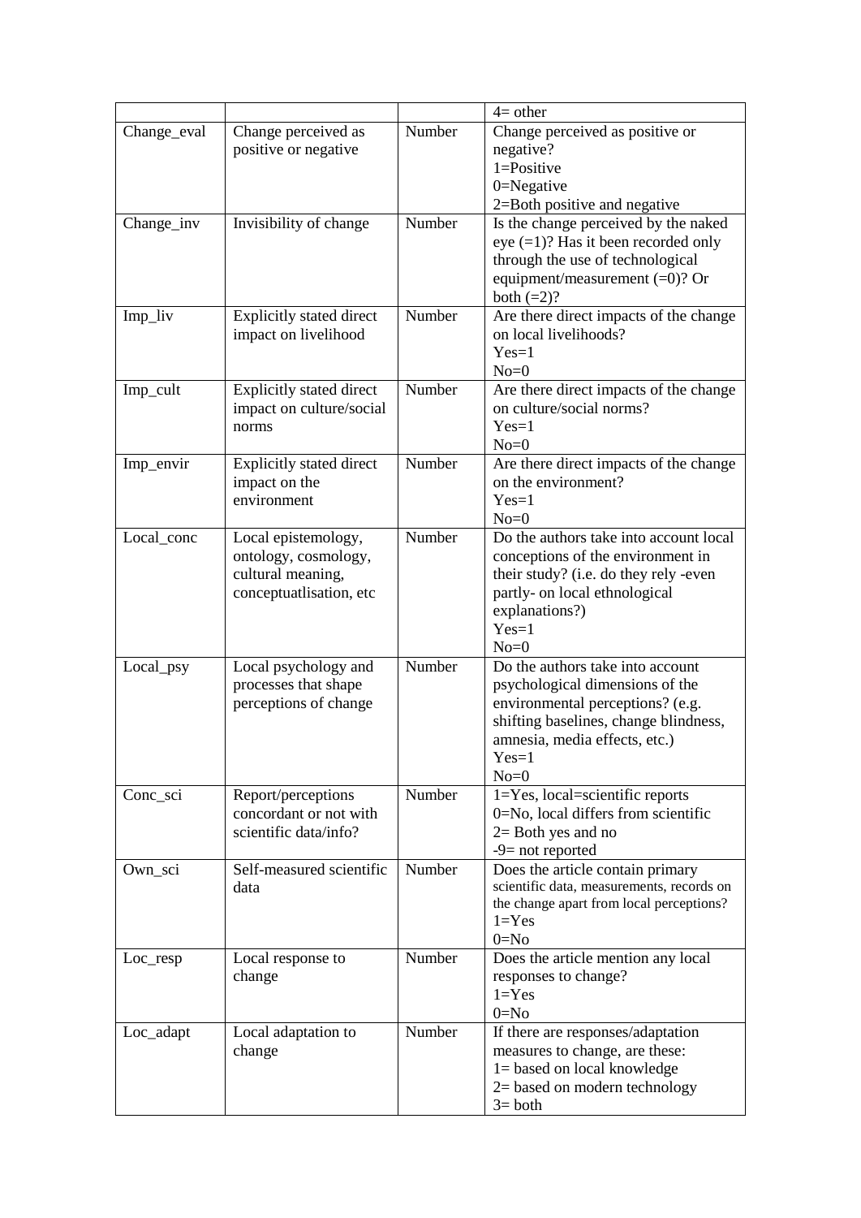| | | | 4= other |
|---|---|---|---|
| Change_eval | Change perceived as positive or negative | Number | Change perceived as positive or negative?<br>1=Positive<br>0=Negative<br>2=Both positive and negative |
| Change_inv | Invisibility of change | Number | Is the change perceived by the naked eye (=1)? Has it been recorded only through the use of technological equipment/measurement (=0)? Or both (=2)? |
| Imp_liv | Explicitly stated direct impact on livelihood | Number | Are there direct impacts of the change on local livelihoods?<br>Yes=1<br>No=0 |
| Imp_cult | Explicitly stated direct impact on culture/social norms | Number | Are there direct impacts of the change on culture/social norms?<br>Yes=1<br>No=0 |
| Imp_envir | Explicitly stated direct impact on the environment | Number | Are there direct impacts of the change on the environment?<br>Yes=1<br>No=0 |
| Local_conc | Local epistemology, ontology, cosmology, cultural meaning, conceptuatlisation, etc | Number | Do the authors take into account local conceptions of the environment in their study? (i.e. do they rely -even partly- on local ethnological explanations?)<br>Yes=1<br>No=0 |
| Local_psy | Local psychology and processes that shape perceptions of change | Number | Do the authors take into account psychological dimensions of the environmental perceptions? (e.g. shifting baselines, change blindness, amnesia, media effects, etc.)<br>Yes=1<br>No=0 |
| Conc_sci | Report/perceptions concordant or not with scientific data/info? | Number | 1=Yes, local=scientific reports<br>0=No, local differs from scientific<br>2= Both yes and no<br>-9= not reported |
| Own_sci | Self-measured scientific data | Number | Does the article contain primary scientific data, measurements, records on the change apart from local perceptions?<br>1=Yes<br>0=No |
| Loc_resp | Local response to change | Number | Does the article mention any local responses to change?<br>1=Yes<br>0=No |
| Loc_adapt | Local adaptation to change | Number | If there are responses/adaptation measures to change, are these:<br>1= based on local knowledge<br>2= based on modern technology<br>3= both |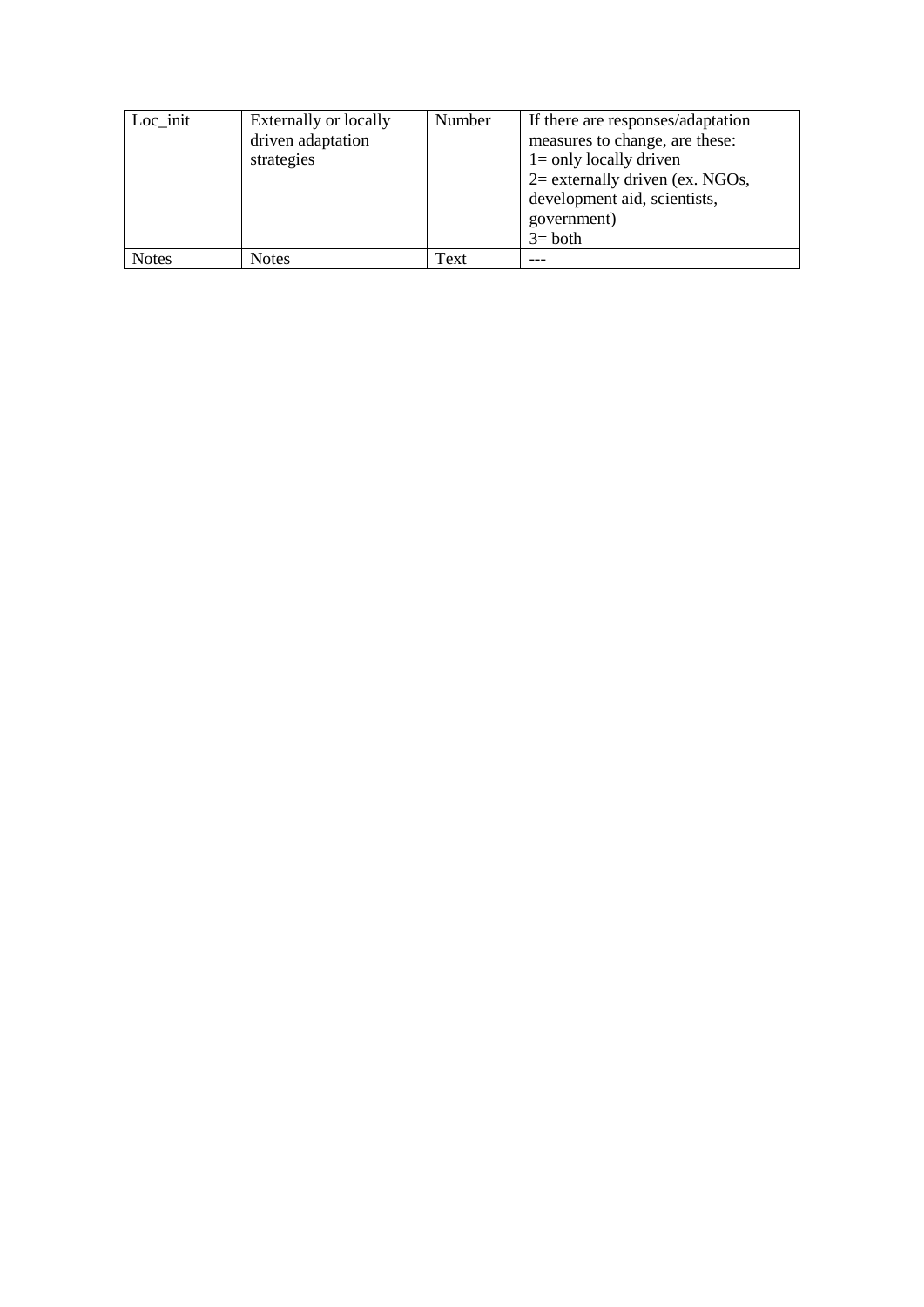| Loc_init | Externally or locally driven adaptation strategies | Number | If there are responses/adaptation measures to change, are these:<br>1= only locally driven<br>2= externally driven (ex. NGOs, development aid, scientists, government)<br>3= both |
|---|---|---|---|
| Notes | Notes | Text | --- |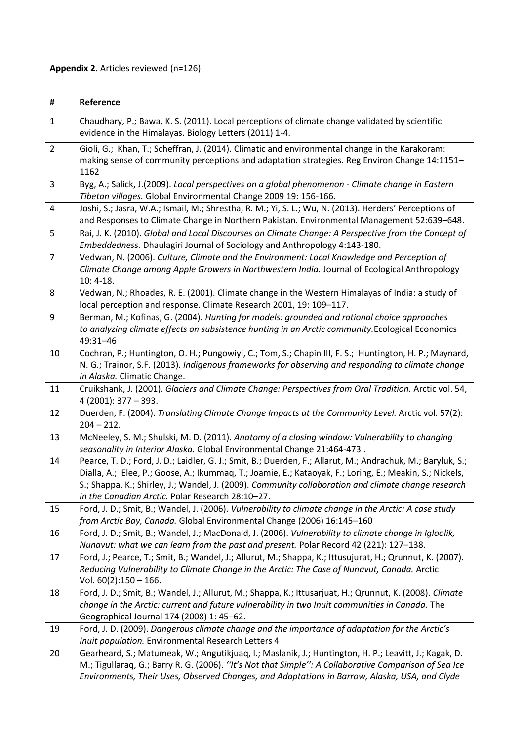**Appendix 2.** Articles reviewed (n=126)

| # | Reference |
|---|---|
| 1 | Chaudhary, P.; Bawa, K. S. (2011). Local perceptions of climate change validated by scientific evidence in the Himalayas. Biology Letters (2011) 1-4. |
| 2 | Gioli, G.; Khan, T.; Scheffran, J. (2014). Climatic and environmental change in the Karakoram: making sense of community perceptions and adaptation strategies. Reg Environ Change 14:1151–1162 |
| 3 | Byg, A.; Salick, J.(2009). *Local perspectives on a global phenomenon - Climate change in Eastern Tibetan villages.* Global Environmental Change 2009 19: 156-166. |
| 4 | Joshi, S.; Jasra, W.A.; Ismail, M.; Shrestha, R. M.; Yi, S. L.; Wu, N. (2013). Herders' Perceptions of and Responses to Climate Change in Northern Pakistan. Environmental Management 52:639–648. |
| 5 | Rai, J. K. (2010). *Global and Local Discourses on Climate Change: A Perspective from the Concept of Embeddedness.* Dhaulagiri Journal of Sociology and Anthropology 4:143-180. |
| 7 | Vedwan, N. (2006). *Culture, Climate and the Environment: Local Knowledge and Perception of Climate Change among Apple Growers in Northwestern India.* Journal of Ecological Anthropology 10: 4-18. |
| 8 | Vedwan, N.; Rhoades, R. E. (2001). Climate change in the Western Himalayas of India: a study of local perception and response. Climate Research 2001, 19: 109–117. |
| 9 | Berman, M.; Kofinas, G. (2004). *Hunting for models: grounded and rational choice approaches to analyzing climate effects on subsistence hunting in an Arctic community.* Ecological Economics 49:31–46 |
| 10 | Cochran, P.; Huntington, O. H.; Pungowiyi, C.; Tom, S.; Chapin III, F. S.; Huntington, H. P.; Maynard, N. G.; Trainor, S.F. (2013). *Indigenous frameworks for observing and responding to climate change in Alaska.* Climatic Change. |
| 11 | Cruikshank, J. (2001). *Glaciers and Climate Change: Perspectives from Oral Tradition.* Arctic vol. 54, 4 (2001): 377 – 393. |
| 12 | Duerden, F. (2004). *Translating Climate Change Impacts at the Community Level.* Arctic vol. 57(2): 204 – 212. |
| 13 | McNeeley, S. M.; Shulski, M. D. (2011). *Anatomy of a closing window: Vulnerability to changing seasonality in Interior Alaska.* Global Environmental Change 21:464-473 . |
| 14 | Pearce, T. D.; Ford, J. D.; Laidler, G. J.; Smit, B.; Duerden, F.; Allarut, M.; Andrachuk, M.; Baryluk, S.; Dialla, A.; Elee, P.; Goose, A.; Ikummaq, T.; Joamie, E.; Kataoyak, F.; Loring, E.; Meakin, S.; Nickels, S.; Shappa, K.; Shirley, J.; Wandel, J. (2009). *Community collaboration and climate change research in the Canadian Arctic.* Polar Research 28:10–27. |
| 15 | Ford, J. D.; Smit, B.; Wandel, J. (2006). *Vulnerability to climate change in the Arctic: A case study from Arctic Bay, Canada.* Global Environmental Change (2006) 16:145–160 |
| 16 | Ford, J. D.; Smit, B.; Wandel, J.; MacDonald, J. (2006). *Vulnerability to climate change in Igloolik, Nunavut: what we can learn from the past and present.* Polar Record 42 (221): 127–138. |
| 17 | Ford, J.; Pearce, T.; Smit, B.; Wandel, J.; Allurut, M.; Shappa, K.; Ittusujurat, H.; Qrunnut, K. (2007). *Reducing Vulnerability to Climate Change in the Arctic: The Case of Nunavut, Canada.* Arctic Vol. 60(2):150 – 166. |
| 18 | Ford, J. D.; Smit, B.; Wandel, J.; Allurut, M.; Shappa, K.; Ittusarjuat, H.; Qrunnut, K. (2008). *Climate change in the Arctic: current and future vulnerability in two Inuit communities in Canada.* The Geographical Journal 174 (2008) 1: 45–62. |
| 19 | Ford, J. D. (2009). *Dangerous climate change and the importance of adaptation for the Arctic's Inuit population.* Environmental Research Letters 4 |
| 20 | Gearheard, S.; Matumeak, W.; Angutikjuaq, I.; Maslanik, J.; Huntington, H. P.; Leavitt, J.; Kagak, D. M.; Tigullaraq, G.; Barry R. G. (2006). *''It's Not that Simple'': A Collaborative Comparison of Sea Ice Environments, Their Uses, Observed Changes, and Adaptations in Barrow, Alaska, USA, and Clyde* |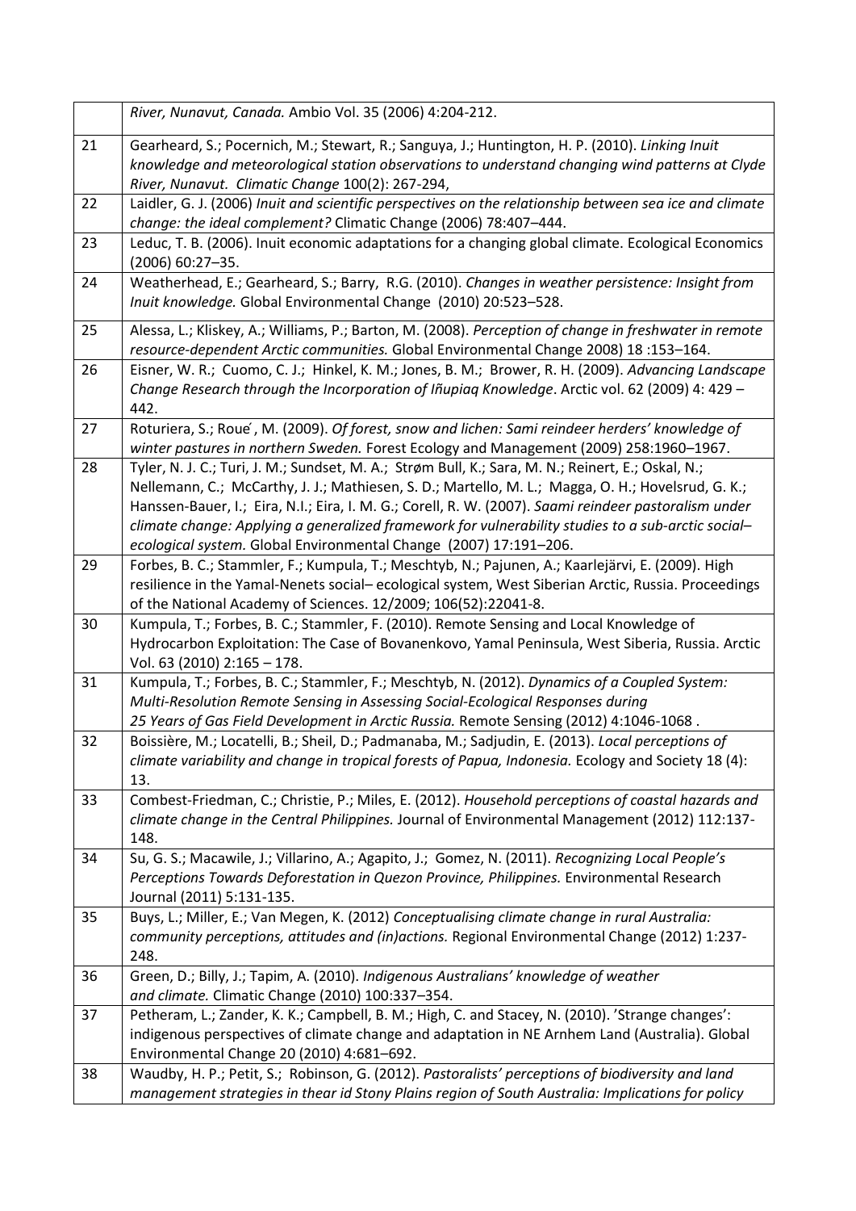| | |
|---|---|
| | *River, Nunavut, Canada.* Ambio Vol. 35 (2006) 4:204-212. |
| 21 | Gearheard, S.; Pocernich, M.; Stewart, R.; Sanguya, J.; Huntington, H. P. (2010). *Linking Inuit knowledge and meteorological station observations to understand changing wind patterns at Clyde River, Nunavut. Climatic Change* 100(2): 267-294, |
| 22 | Laidler, G. J. (2006) *Inuit and scientific perspectives on the relationship between sea ice and climate change: the ideal complement?* Climatic Change (2006) 78:407–444. |
| 23 | Leduc, T. B. (2006). Inuit economic adaptations for a changing global climate. Ecological Economics (2006) 60:27–35. |
| 24 | Weatherhead, E.; Gearheard, S.; Barry, R.G. (2010). *Changes in weather persistence: Insight from Inuit knowledge.* Global Environmental Change (2010) 20:523–528. |
| 25 | Alessa, L.; Kliskey, A.; Williams, P.; Barton, M. (2008). *Perception of change in freshwater in remote resource-dependent Arctic communities.* Global Environmental Change 2008) 18 :153–164. |
| 26 | Eisner, W. R.; Cuomo, C. J.; Hinkel, K. M.; Jones, B. M.; Brower, R. H. (2009). *Advancing Landscape Change Research through the Incorporation of Iñupiaq Knowledge*. Arctic vol. 62 (2009) 4: 429 – 442. |
| 27 | Roturiera, S.; Roue´, M. (2009). *Of forest, snow and lichen: Sami reindeer herders' knowledge of winter pastures in northern Sweden.* Forest Ecology and Management (2009) 258:1960–1967. |
| 28 | Tyler, N. J. C.; Turi, J. M.; Sundset, M. A.; Strøm Bull, K.; Sara, M. N.; Reinert, E.; Oskal, N.; Nellemann, C.; McCarthy, J. J.; Mathiesen, S. D.; Martello, M. L.; Magga, O. H.; Hovelsrud, G. K.; Hanssen-Bauer, I.; Eira, N.I.; Eira, I. M. G.; Corell, R. W. (2007). *Saami reindeer pastoralism under climate change: Applying a generalized framework for vulnerability studies to a sub-arctic social–ecological system.* Global Environmental Change (2007) 17:191–206. |
| 29 | Forbes, B. C.; Stammler, F.; Kumpula, T.; Meschtyb, N.; Pajunen, A.; Kaarlejärvi, E. (2009). High resilience in the Yamal-Nenets social– ecological system, West Siberian Arctic, Russia. Proceedings of the National Academy of Sciences. 12/2009; 106(52):22041-8. |
| 30 | Kumpula, T.; Forbes, B. C.; Stammler, F. (2010). Remote Sensing and Local Knowledge of Hydrocarbon Exploitation: The Case of Bovanenkovo, Yamal Peninsula, West Siberia, Russia. Arctic Vol. 63 (2010) 2:165 – 178. |
| 31 | Kumpula, T.; Forbes, B. C.; Stammler, F.; Meschtyb, N. (2012). *Dynamics of a Coupled System: Multi-Resolution Remote Sensing in Assessing Social-Ecological Responses during 25 Years of Gas Field Development in Arctic Russia.* Remote Sensing (2012) 4:1046-1068 . |
| 32 | Boissière, M.; Locatelli, B.; Sheil, D.; Padmanaba, M.; Sadjudin, E. (2013). *Local perceptions of climate variability and change in tropical forests of Papua, Indonesia.* Ecology and Society 18 (4): 13. |
| 33 | Combest-Friedman, C.; Christie, P.; Miles, E. (2012). *Household perceptions of coastal hazards and climate change in the Central Philippines.* Journal of Environmental Management (2012) 112:137-148. |
| 34 | Su, G. S.; Macawile, J.; Villarino, A.; Agapito, J.; Gomez, N. (2011). *Recognizing Local People's Perceptions Towards Deforestation in Quezon Province, Philippines.* Environmental Research Journal (2011) 5:131-135. |
| 35 | Buys, L.; Miller, E.; Van Megen, K. (2012) *Conceptualising climate change in rural Australia: community perceptions, attitudes and (in)actions.* Regional Environmental Change (2012) 1:237-248. |
| 36 | Green, D.; Billy, J.; Tapim, A. (2010). *Indigenous Australians' knowledge of weather and climate.* Climatic Change (2010) 100:337–354. |
| 37 | Petheram, L.; Zander, K. K.; Campbell, B. M.; High, C. and Stacey, N. (2010). 'Strange changes': indigenous perspectives of climate change and adaptation in NE Arnhem Land (Australia). Global Environmental Change 20 (2010) 4:681–692. |
| 38 | Waudby, H. P.; Petit, S.; Robinson, G. (2012). *Pastoralists' perceptions of biodiversity and land management strategies in thear id Stony Plains region of South Australia: Implications for policy* |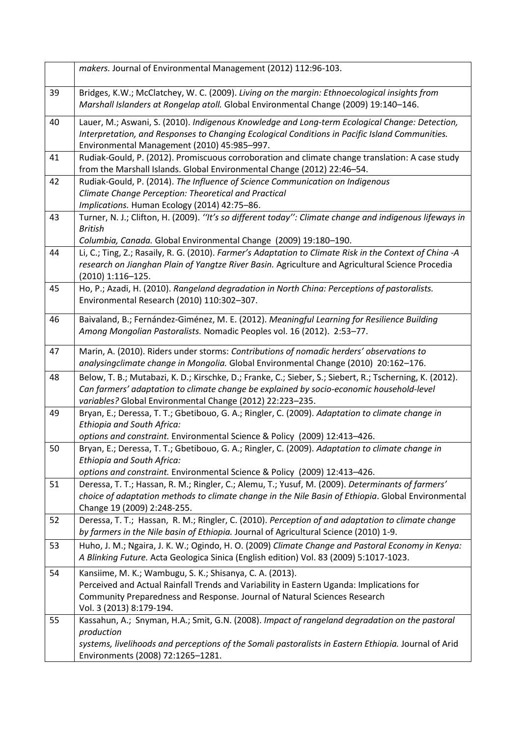| | |
|---|---|
| | *makers.* Journal of Environmental Management (2012) 112:96-103. |
| 39 | Bridges, K.W.; McClatchey, W. C. (2009). *Living on the margin: Ethnoecological insights from Marshall Islanders at Rongelap atoll.* Global Environmental Change (2009) 19:140–146. |
| 40 | Lauer, M.; Aswani, S. (2010). *Indigenous Knowledge and Long-term Ecological Change: Detection, Interpretation, and Responses to Changing Ecological Conditions in Pacific Island Communities.* Environmental Management (2010) 45:985–997. |
| 41 | Rudiak-Gould, P. (2012). Promiscuous corroboration and climate change translation: A case study from the Marshall Islands. Global Environmental Change (2012) 22:46–54. |
| 42 | Rudiak-Gould, P. (2014). *The Influence of Science Communication on Indigenous Climate Change Perception: Theoretical and Practical Implications.* Human Ecology (2014) 42:75–86. |
| 43 | Turner, N. J.; Clifton, H. (2009). *''It's so different today'': Climate change and indigenous lifeways in British Columbia, Canada.* Global Environmental Change (2009) 19:180–190. |
| 44 | Li, C.; Ting, Z.; Rasaily, R. G. (2010). *Farmer's Adaptation to Climate Risk in the Context of China -A research on Jianghan Plain of Yangtze River Basin.* Agriculture and Agricultural Science Procedia (2010) 1:116–125. |
| 45 | Ho, P.; Azadi, H. (2010). *Rangeland degradation in North China: Perceptions of pastoralists.* Environmental Research (2010) 110:302–307. |
| 46 | Baivaland, B.; Fernández-Giménez, M. E. (2012). *Meaningful Learning for Resilience Building Among Mongolian Pastoralists.* Nomadic Peoples vol. 16 (2012). 2:53–77. |
| 47 | Marin, A. (2010). Riders under storms: *Contributions of nomadic herders' observations to analysingclimate change in Mongolia.* Global Environmental Change (2010) 20:162–176. |
| 48 | Below, T. B.; Mutabazi, K. D.; Kirschke, D.; Franke, C.; Sieber, S.; Siebert, R.; Tscherning, K. (2012). *Can farmers' adaptation to climate change be explained by socio-economic household-level variables?* Global Environmental Change (2012) 22:223–235. |
| 49 | Bryan, E.; Deressa, T. T.; Gbetibouo, G. A.; Ringler, C. (2009). *Adaptation to climate change in Ethiopia and South Africa: options and constraint.* Environmental Science & Policy (2009) 12:413–426. |
| 50 | Bryan, E.; Deressa, T. T.; Gbetibouo, G. A.; Ringler, C. (2009). *Adaptation to climate change in Ethiopia and South Africa: options and constraint.* Environmental Science & Policy (2009) 12:413–426. |
| 51 | Deressa, T. T.; Hassan, R. M.; Ringler, C.; Alemu, T.; Yusuf, M. (2009). *Determinants of farmers' choice of adaptation methods to climate change in the Nile Basin of Ethiopia*. Global Environmental Change 19 (2009) 2:248-255. |
| 52 | Deressa, T. T.; Hassan, R. M.; Ringler, C. (2010). *Perception of and adaptation to climate change by farmers in the Nile basin of Ethiopia.* Journal of Agricultural Science (2010) 1-9. |
| 53 | Huho, J. M.; Ngaira, J. K. W.; Ogindo, H. O. (2009) *Climate Change and Pastoral Economy in Kenya: A Blinking Future.* Acta Geologica Sinica (English edition) Vol. 83 (2009) 5:1017-1023. |
| 54 | Kansiime, M. K.; Wambugu, S. K.; Shisanya, C. A. (2013). Perceived and Actual Rainfall Trends and Variability in Eastern Uganda: Implications for Community Preparedness and Response. Journal of Natural Sciences Research Vol. 3 (2013) 8:179-194. |
| 55 | Kassahun, A.; Snyman, H.A.; Smit, G.N. (2008). *Impact of rangeland degradation on the pastoral production systems, livelihoods and perceptions of the Somali pastoralists in Eastern Ethiopia.* Journal of Arid Environments (2008) 72:1265–1281. |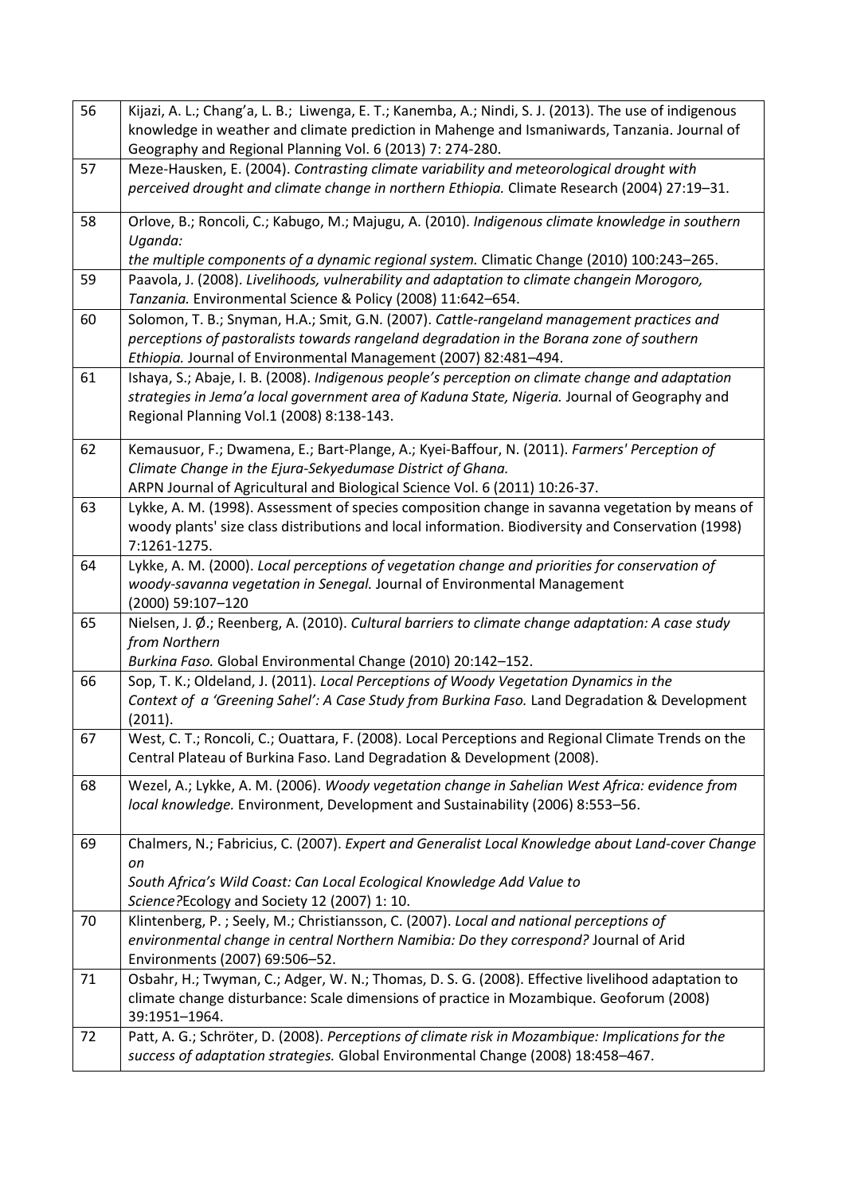| | |
|---|---|
| 56 | Kijazi, A. L.; Chang'a, L. B.; Liwenga, E. T.; Kanemba, A.; Nindi, S. J. (2013). The use of indigenous knowledge in weather and climate prediction in Mahenge and Ismaniwards, Tanzania. Journal of Geography and Regional Planning Vol. 6 (2013) 7: 274-280. |
| 57 | Meze-Hausken, E. (2004). *Contrasting climate variability and meteorological drought with perceived drought and climate change in northern Ethiopia.* Climate Research (2004) 27:19–31. |
| 58 | Orlove, B.; Roncoli, C.; Kabugo, M.; Majugu, A. (2010). *Indigenous climate knowledge in southern Uganda: the multiple components of a dynamic regional system.* Climatic Change (2010) 100:243–265. |
| 59 | Paavola, J. (2008). *Livelihoods, vulnerability and adaptation to climate changein Morogoro, Tanzania.* Environmental Science & Policy (2008) 11:642–654. |
| 60 | Solomon, T. B.; Snyman, H.A.; Smit, G.N. (2007). *Cattle-rangeland management practices and perceptions of pastoralists towards rangeland degradation in the Borana zone of southern Ethiopia.* Journal of Environmental Management (2007) 82:481–494. |
| 61 | Ishaya, S.; Abaje, I. B. (2008). *Indigenous people's perception on climate change and adaptation strategies in Jema'a local government area of Kaduna State, Nigeria.* Journal of Geography and Regional Planning Vol.1 (2008) 8:138-143. |
| 62 | Kemausuor, F.; Dwamena, E.; Bart-Plange, A.; Kyei-Baffour, N. (2011). *Farmers' Perception of Climate Change in the Ejura-Sekyedumase District of Ghana.* ARPN Journal of Agricultural and Biological Science Vol. 6 (2011) 10:26-37. |
| 63 | Lykke, A. M. (1998). Assessment of species composition change in savanna vegetation by means of woody plants' size class distributions and local information. Biodiversity and Conservation (1998) 7:1261-1275. |
| 64 | Lykke, A. M. (2000). *Local perceptions of vegetation change and priorities for conservation of woody-savanna vegetation in Senegal.* Journal of Environmental Management (2000) 59:107–120 |
| 65 | Nielsen, J. Ø.; Reenberg, A. (2010). *Cultural barriers to climate change adaptation: A case study from Northern Burkina Faso.* Global Environmental Change (2010) 20:142–152. |
| 66 | Sop, T. K.; Oldeland, J. (2011). *Local Perceptions of Woody Vegetation Dynamics in the Context of a 'Greening Sahel': A Case Study from Burkina Faso.* Land Degradation & Development (2011). |
| 67 | West, C. T.; Roncoli, C.; Ouattara, F. (2008). Local Perceptions and Regional Climate Trends on the Central Plateau of Burkina Faso. Land Degradation & Development (2008). |
| 68 | Wezel, A.; Lykke, A. M. (2006). *Woody vegetation change in Sahelian West Africa: evidence from local knowledge.* Environment, Development and Sustainability (2006) 8:553–56. |
| 69 | Chalmers, N.; Fabricius, C. (2007). *Expert and Generalist Local Knowledge about Land-cover Change on South Africa's Wild Coast: Can Local Ecological Knowledge Add Value to Science?*Ecology and Society 12 (2007) 1: 10. |
| 70 | Klintenberg, P. ; Seely, M.; Christiansson, C. (2007). *Local and national perceptions of environmental change in central Northern Namibia: Do they correspond?* Journal of Arid Environments (2007) 69:506–52. |
| 71 | Osbahr, H.; Twyman, C.; Adger, W. N.; Thomas, D. S. G. (2008). Effective livelihood adaptation to climate change disturbance: Scale dimensions of practice in Mozambique. Geoforum (2008) 39:1951–1964. |
| 72 | Patt, A. G.; Schröter, D. (2008). *Perceptions of climate risk in Mozambique: Implications for the success of adaptation strategies.* Global Environmental Change (2008) 18:458–467. |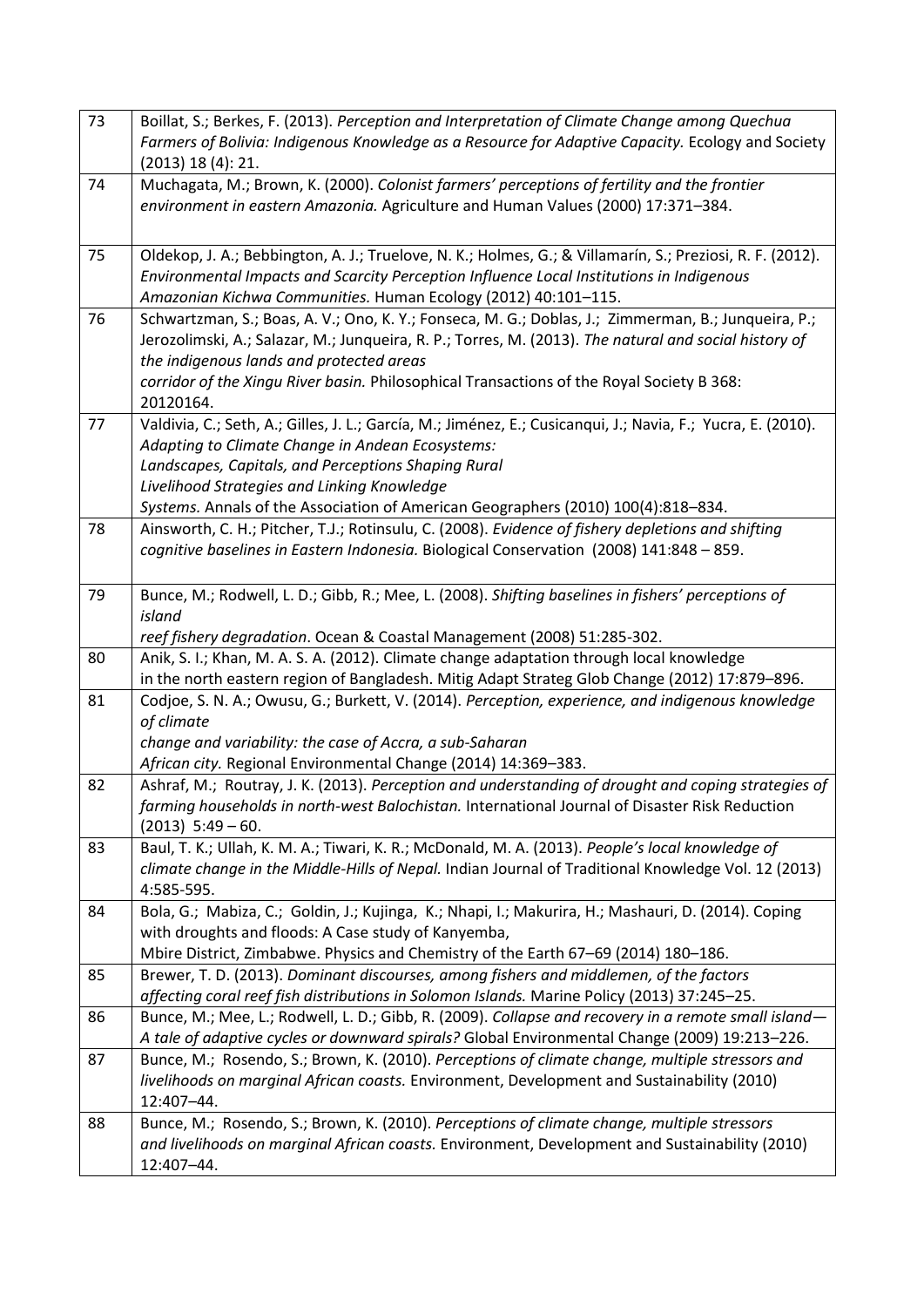| | |
|---|---|
| 73 | Boillat, S.; Berkes, F. (2013). *Perception and Interpretation of Climate Change among Quechua Farmers of Bolivia: Indigenous Knowledge as a Resource for Adaptive Capacity.* Ecology and Society (2013) 18 (4): 21. |
| 74 | Muchagata, M.; Brown, K. (2000). *Colonist farmers' perceptions of fertility and the frontier environment in eastern Amazonia.* Agriculture and Human Values (2000) 17:371–384. |
| 75 | Oldekop, J. A.; Bebbington, A. J.; Truelove, N. K.; Holmes, G.; & Villamarín, S.; Preziosi, R. F. (2012). *Environmental Impacts and Scarcity Perception Influence Local Institutions in Indigenous Amazonian Kichwa Communities.* Human Ecology (2012) 40:101–115. |
| 76 | Schwartzman, S.; Boas, A. V.; Ono, K. Y.; Fonseca, M. G.; Doblas, J.; Zimmerman, B.; Junqueira, P.; Jerozolimski, A.; Salazar, M.; Junqueira, R. P.; Torres, M. (2013). *The natural and social history of the indigenous lands and protected areas corridor of the Xingu River basin.* Philosophical Transactions of the Royal Society B 368: 20120164. |
| 77 | Valdivia, C.; Seth, A.; Gilles, J. L.; García, M.; Jiménez, E.; Cusicanqui, J.; Navia, F.; Yucra, E. (2010). *Adapting to Climate Change in Andean Ecosystems: Landscapes, Capitals, and Perceptions Shaping Rural Livelihood Strategies and Linking Knowledge Systems.* Annals of the Association of American Geographers (2010) 100(4):818–834. |
| 78 | Ainsworth, C. H.; Pitcher, T.J.; Rotinsulu, C. (2008). *Evidence of fishery depletions and shifting cognitive baselines in Eastern Indonesia.* Biological Conservation (2008) 141:848 – 859. |
| 79 | Bunce, M.; Rodwell, L. D.; Gibb, R.; Mee, L. (2008). *Shifting baselines in fishers' perceptions of island reef fishery degradation*. Ocean & Coastal Management (2008) 51:285-302. |
| 80 | Anik, S. I.; Khan, M. A. S. A. (2012). Climate change adaptation through local knowledge in the north eastern region of Bangladesh. Mitig Adapt Strateg Glob Change (2012) 17:879–896. |
| 81 | Codjoe, S. N. A.; Owusu, G.; Burkett, V. (2014). *Perception, experience, and indigenous knowledge of climate change and variability: the case of Accra, a sub-Saharan African city.* Regional Environmental Change (2014) 14:369–383. |
| 82 | Ashraf, M.; Routray, J. K. (2013). *Perception and understanding of drought and coping strategies of farming households in north-west Balochistan.* International Journal of Disaster Risk Reduction (2013) 5:49 – 60. |
| 83 | Baul, T. K.; Ullah, K. M. A.; Tiwari, K. R.; McDonald, M. A. (2013). *People's local knowledge of climate change in the Middle-Hills of Nepal.* Indian Journal of Traditional Knowledge Vol. 12 (2013) 4:585-595. |
| 84 | Bola, G.; Mabiza, C.; Goldin, J.; Kujinga, K.; Nhapi, I.; Makurira, H.; Mashauri, D. (2014). Coping with droughts and floods: A Case study of Kanyemba, Mbire District, Zimbabwe. Physics and Chemistry of the Earth 67–69 (2014) 180–186. |
| 85 | Brewer, T. D. (2013). *Dominant discourses, among fishers and middlemen, of the factors affecting coral reef fish distributions in Solomon Islands.* Marine Policy (2013) 37:245–25. |
| 86 | Bunce, M.; Mee, L.; Rodwell, L. D.; Gibb, R. (2009). *Collapse and recovery in a remote small island—A tale of adaptive cycles or downward spirals?* Global Environmental Change (2009) 19:213–226. |
| 87 | Bunce, M.; Rosendo, S.; Brown, K. (2010). *Perceptions of climate change, multiple stressors and livelihoods on marginal African coasts.* Environment, Development and Sustainability (2010) 12:407–44. |
| 88 | Bunce, M.; Rosendo, S.; Brown, K. (2010). *Perceptions of climate change, multiple stressors and livelihoods on marginal African coasts.* Environment, Development and Sustainability (2010) 12:407–44. |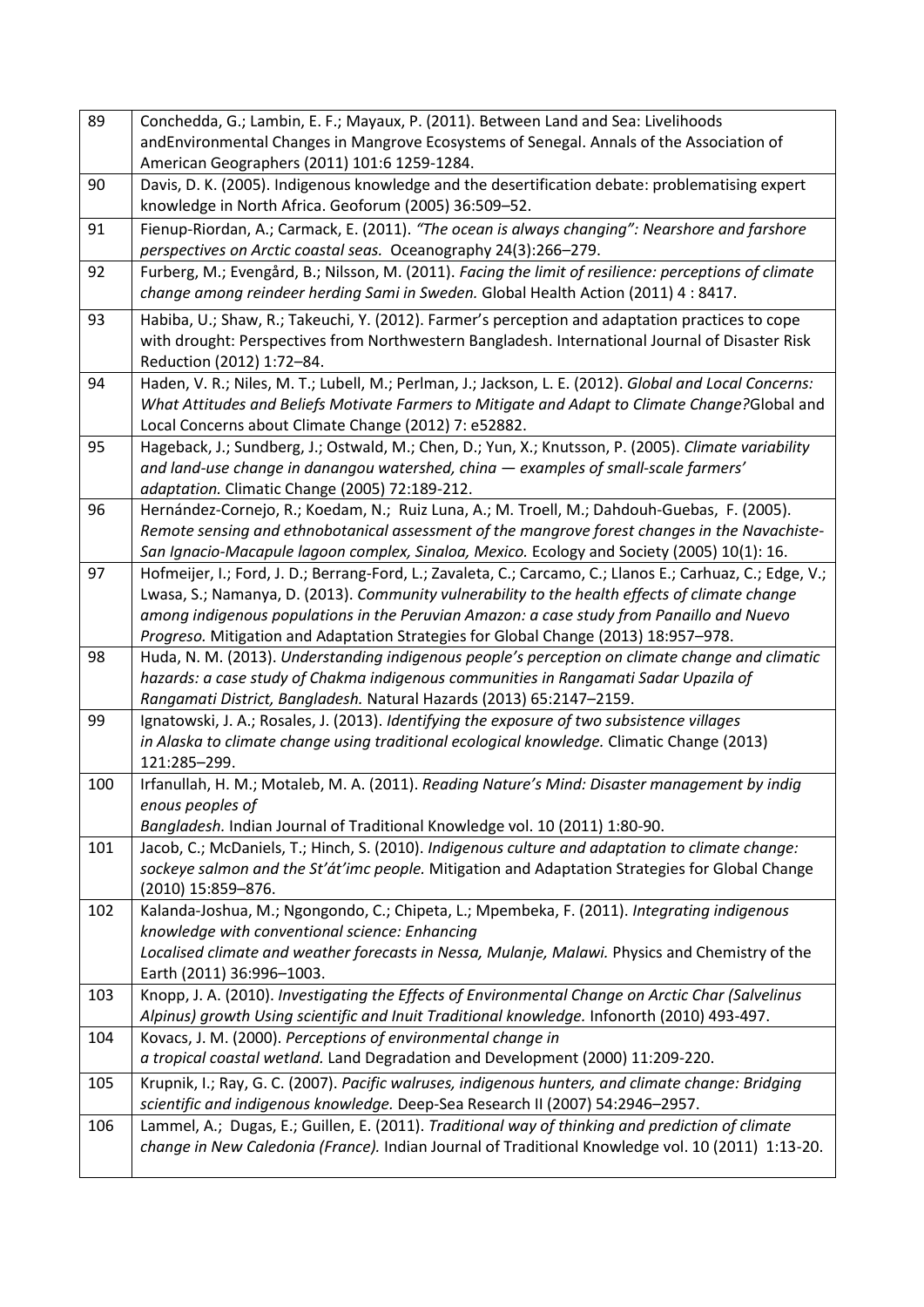| | |
|---|---|
| 89 | Conchedda, G.; Lambin, E. F.; Mayaux, P. (2011). Between Land and Sea: Livelihoods andEnvironmental Changes in Mangrove Ecosystems of Senegal. Annals of the Association of American Geographers (2011) 101:6 1259-1284. |
| 90 | Davis, D. K. (2005). Indigenous knowledge and the desertification debate: problematising expert knowledge in North Africa. Geoforum (2005) 36:509–52. |
| 91 | Fienup-Riordan, A.; Carmack, E. (2011). *"The ocean is always changing": Nearshore and farshore perspectives on Arctic coastal seas.* Oceanography 24(3):266–279. |
| 92 | Furberg, M.; Evengård, B.; Nilsson, M. (2011). *Facing the limit of resilience: perceptions of climate change among reindeer herding Sami in Sweden.* Global Health Action (2011) 4 : 8417. |
| 93 | Habiba, U.; Shaw, R.; Takeuchi, Y. (2012). Farmer's perception and adaptation practices to cope with drought: Perspectives from Northwestern Bangladesh. International Journal of Disaster Risk Reduction (2012) 1:72–84. |
| 94 | Haden, V. R.; Niles, M. T.; Lubell, M.; Perlman, J.; Jackson, L. E. (2012). *Global and Local Concerns: What Attitudes and Beliefs Motivate Farmers to Mitigate and Adapt to Climate Change?*Global and Local Concerns about Climate Change (2012) 7: e52882. |
| 95 | Hageback, J.; Sundberg, J.; Ostwald, M.; Chen, D.; Yun, X.; Knutsson, P. (2005). *Climate variability and land-use change in danangou watershed, china — examples of small-scale farmers' adaptation.* Climatic Change (2005) 72:189-212. |
| 96 | Hernández-Cornejo, R.; Koedam, N.; Ruiz Luna, A.; M. Troell, M.; Dahdouh-Guebas, F. (2005). *Remote sensing and ethnobotanical assessment of the mangrove forest changes in the Navachiste-San Ignacio-Macapule lagoon complex, Sinaloa, Mexico.* Ecology and Society (2005) 10(1): 16. |
| 97 | Hofmeijer, I.; Ford, J. D.; Berrang-Ford, L.; Zavaleta, C.; Carcamo, C.; Llanos E.; Carhuaz, C.; Edge, V.; Lwasa, S.; Namanya, D. (2013). *Community vulnerability to the health effects of climate change among indigenous populations in the Peruvian Amazon: a case study from Panaillo and Nuevo Progreso.* Mitigation and Adaptation Strategies for Global Change (2013) 18:957–978. |
| 98 | Huda, N. M. (2013). *Understanding indigenous people's perception on climate change and climatic hazards: a case study of Chakma indigenous communities in Rangamati Sadar Upazila of Rangamati District, Bangladesh.* Natural Hazards (2013) 65:2147–2159. |
| 99 | Ignatowski, J. A.; Rosales, J. (2013). *Identifying the exposure of two subsistence villages in Alaska to climate change using traditional ecological knowledge.* Climatic Change (2013) 121:285–299. |
| 100 | Irfanullah, H. M.; Motaleb, M. A. (2011). *Reading Nature's Mind: Disaster management by indig enous peoples of Bangladesh.* Indian Journal of Traditional Knowledge vol. 10 (2011) 1:80-90. |
| 101 | Jacob, C.; McDaniels, T.; Hinch, S. (2010). *Indigenous culture and adaptation to climate change: sockeye salmon and the St'át'imc people.* Mitigation and Adaptation Strategies for Global Change (2010) 15:859–876. |
| 102 | Kalanda-Joshua, M.; Ngongondo, C.; Chipeta, L.; Mpembeka, F. (2011). *Integrating indigenous knowledge with conventional science: Enhancing Localised climate and weather forecasts in Nessa, Mulanje, Malawi.* Physics and Chemistry of the Earth (2011) 36:996–1003. |
| 103 | Knopp, J. A. (2010). *Investigating the Effects of Environmental Change on Arctic Char (Salvelinus Alpinus) growth Using scientific and Inuit Traditional knowledge.* Infonorth (2010) 493-497. |
| 104 | Kovacs, J. M. (2000). *Perceptions of environmental change in a tropical coastal wetland.* Land Degradation and Development (2000) 11:209-220. |
| 105 | Krupnik, I.; Ray, G. C. (2007). *Pacific walruses, indigenous hunters, and climate change: Bridging scientific and indigenous knowledge.* Deep-Sea Research II (2007) 54:2946–2957. |
| 106 | Lammel, A.; Dugas, E.; Guillen, E. (2011). *Traditional way of thinking and prediction of climate change in New Caledonia (France).* Indian Journal of Traditional Knowledge vol. 10 (2011) 1:13-20. |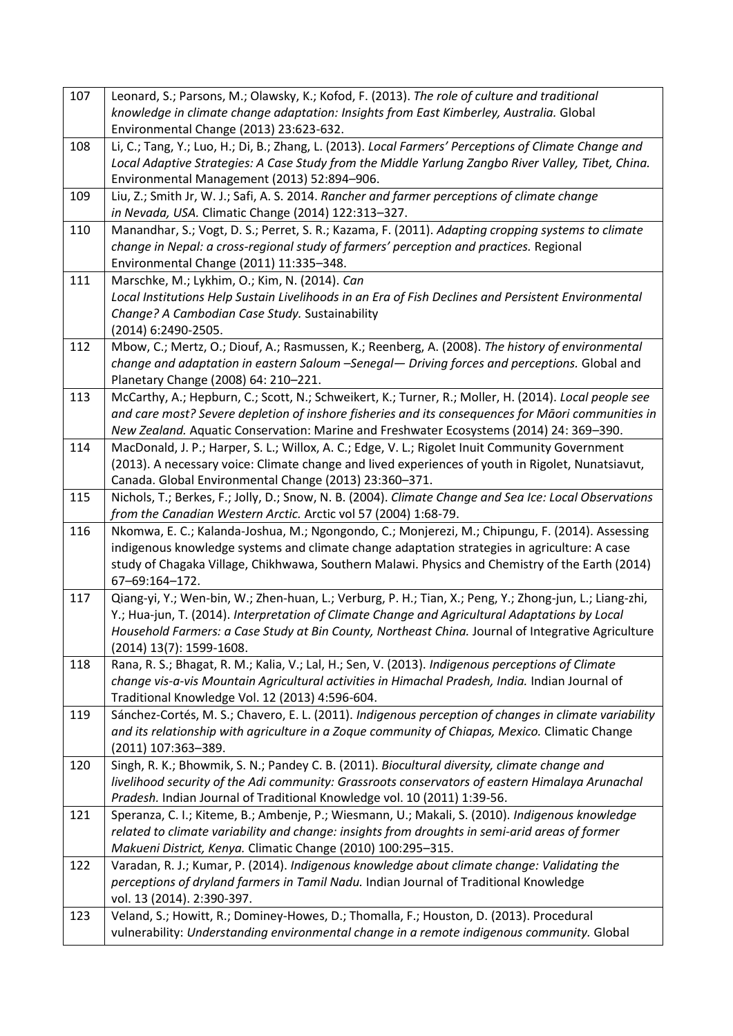| | |
|---|---|
| 107 | Leonard, S.; Parsons, M.; Olawsky, K.; Kofod, F. (2013). *The role of culture and traditional knowledge in climate change adaptation: Insights from East Kimberley, Australia.* Global Environmental Change (2013) 23:623-632. |
| 108 | Li, C.; Tang, Y.; Luo, H.; Di, B.; Zhang, L. (2013). *Local Farmers' Perceptions of Climate Change and Local Adaptive Strategies: A Case Study from the Middle Yarlung Zangbo River Valley, Tibet, China.* Environmental Management (2013) 52:894–906. |
| 109 | Liu, Z.; Smith Jr, W. J.; Safi, A. S. 2014. *Rancher and farmer perceptions of climate change in Nevada, USA.* Climatic Change (2014) 122:313–327. |
| 110 | Manandhar, S.; Vogt, D. S.; Perret, S. R.; Kazama, F. (2011). *Adapting cropping systems to climate change in Nepal: a cross-regional study of farmers' perception and practices.* Regional Environmental Change (2011) 11:335–348. |
| 111 | Marschke, M.; Lykhim, O.; Kim, N. (2014). *Can Local Institutions Help Sustain Livelihoods in an Era of Fish Declines and Persistent Environmental Change? A Cambodian Case Study.* Sustainability (2014) 6:2490-2505. |
| 112 | Mbow, C.; Mertz, O.; Diouf, A.; Rasmussen, K.; Reenberg, A. (2008). *The history of environmental change and adaptation in eastern Saloum –Senegal— Driving forces and perceptions.* Global and Planetary Change (2008) 64: 210–221. |
| 113 | McCarthy, A.; Hepburn, C.; Scott, N.; Schweikert, K.; Turner, R.; Moller, H. (2014). *Local people see and care most? Severe depletion of inshore fisheries and its consequences for Māori communities in New Zealand.* Aquatic Conservation: Marine and Freshwater Ecosystems (2014) 24: 369–390. |
| 114 | MacDonald, J. P.; Harper, S. L.; Willox, A. C.; Edge, V. L.; Rigolet Inuit Community Government (2013). A necessary voice: Climate change and lived experiences of youth in Rigolet, Nunatsiavut, Canada. Global Environmental Change (2013) 23:360–371. |
| 115 | Nichols, T.; Berkes, F.; Jolly, D.; Snow, N. B. (2004). *Climate Change and Sea Ice: Local Observations from the Canadian Western Arctic.* Arctic vol 57 (2004) 1:68-79. |
| 116 | Nkomwa, E. C.; Kalanda-Joshua, M.; Ngongondo, C.; Monjerezi, M.; Chipungu, F. (2014). Assessing indigenous knowledge systems and climate change adaptation strategies in agriculture: A case study of Chagaka Village, Chikhwawa, Southern Malawi. Physics and Chemistry of the Earth (2014) 67–69:164–172. |
| 117 | Qiang-yi, Y.; Wen-bin, W.; Zhen-huan, L.; Verburg, P. H.; Tian, X.; Peng, Y.; Zhong-jun, L.; Liang-zhi, Y.; Hua-jun, T. (2014). *Interpretation of Climate Change and Agricultural Adaptations by Local Household Farmers: a Case Study at Bin County, Northeast China.* Journal of Integrative Agriculture (2014) 13(7): 1599-1608. |
| 118 | Rana, R. S.; Bhagat, R. M.; Kalia, V.; Lal, H.; Sen, V. (2013). *Indigenous perceptions of Climate change vis-a-vis Mountain Agricultural activities in Himachal Pradesh, India.* Indian Journal of Traditional Knowledge Vol. 12 (2013) 4:596-604. |
| 119 | Sánchez-Cortés, M. S.; Chavero, E. L. (2011). *Indigenous perception of changes in climate variability and its relationship with agriculture in a Zoque community of Chiapas, Mexico.* Climatic Change (2011) 107:363–389. |
| 120 | Singh, R. K.; Bhowmik, S. N.; Pandey C. B. (2011). *Biocultural diversity, climate change and livelihood security of the Adi community: Grassroots conservators of eastern Himalaya Arunachal Pradesh.* Indian Journal of Traditional Knowledge vol. 10 (2011) 1:39-56. |
| 121 | Speranza, C. I.; Kiteme, B.; Ambenje, P.; Wiesmann, U.; Makali, S. (2010). *Indigenous knowledge related to climate variability and change: insights from droughts in semi-arid areas of former Makueni District, Kenya.* Climatic Change (2010) 100:295–315. |
| 122 | Varadan, R. J.; Kumar, P. (2014). *Indigenous knowledge about climate change: Validating the perceptions of dryland farmers in Tamil Nadu.* Indian Journal of Traditional Knowledge vol. 13 (2014). 2:390-397. |
| 123 | Veland, S.; Howitt, R.; Dominey-Howes, D.; Thomalla, F.; Houston, D. (2013). Procedural vulnerability: *Understanding environmental change in a remote indigenous community.* Global |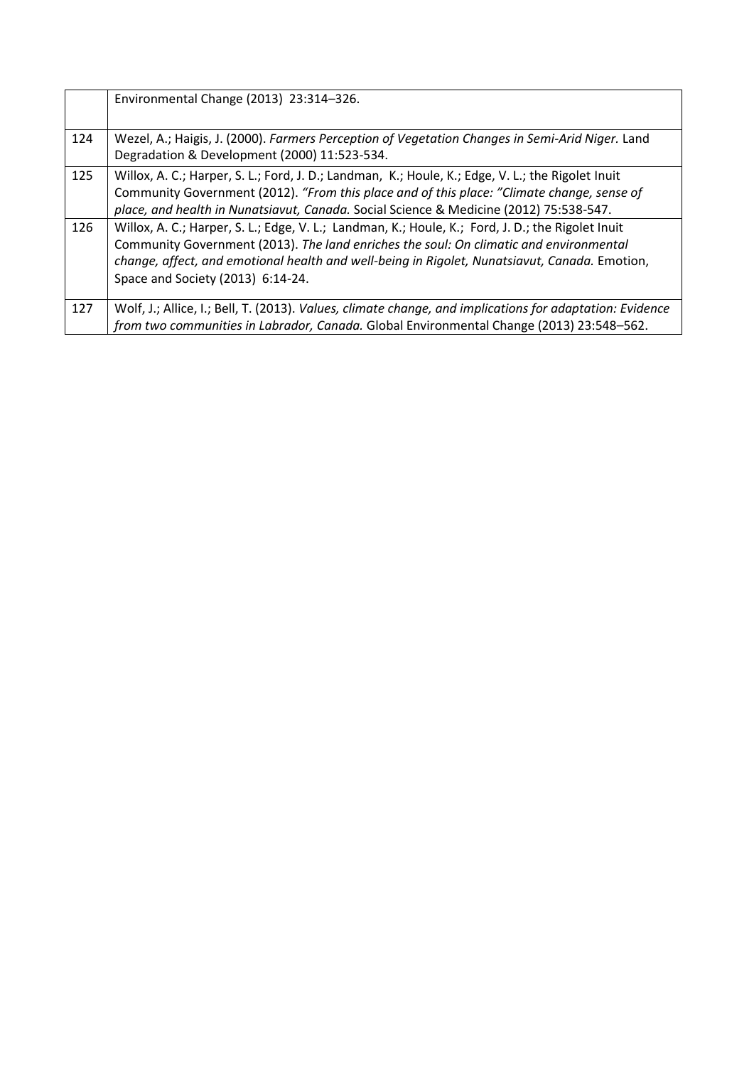|  |  |
|---|---|
|  | Environmental Change (2013) 23:314–326. |
| 124 | Wezel, A.; Haigis, J. (2000). *Farmers Perception of Vegetation Changes in Semi-Arid Niger.* Land Degradation & Development (2000) 11:523-534. |
| 125 | Willox, A. C.; Harper, S. L.; Ford, J. D.; Landman, K.; Houle, K.; Edge, V. L.; the Rigolet Inuit Community Government (2012). *"From this place and of this place: "Climate change, sense of place, and health in Nunatsiavut, Canada.* Social Science & Medicine (2012) 75:538-547. |
| 126 | Willox, A. C.; Harper, S. L.; Edge, V. L.; Landman, K.; Houle, K.; Ford, J. D.; the Rigolet Inuit Community Government (2013). *The land enriches the soul: On climatic and environmental change, affect, and emotional health and well-being in Rigolet, Nunatsiavut, Canada.* Emotion, Space and Society (2013) 6:14-24. |
| 127 | Wolf, J.; Allice, I.; Bell, T. (2013). *Values, climate change, and implications for adaptation: Evidence from two communities in Labrador, Canada.* Global Environmental Change (2013) 23:548–562. |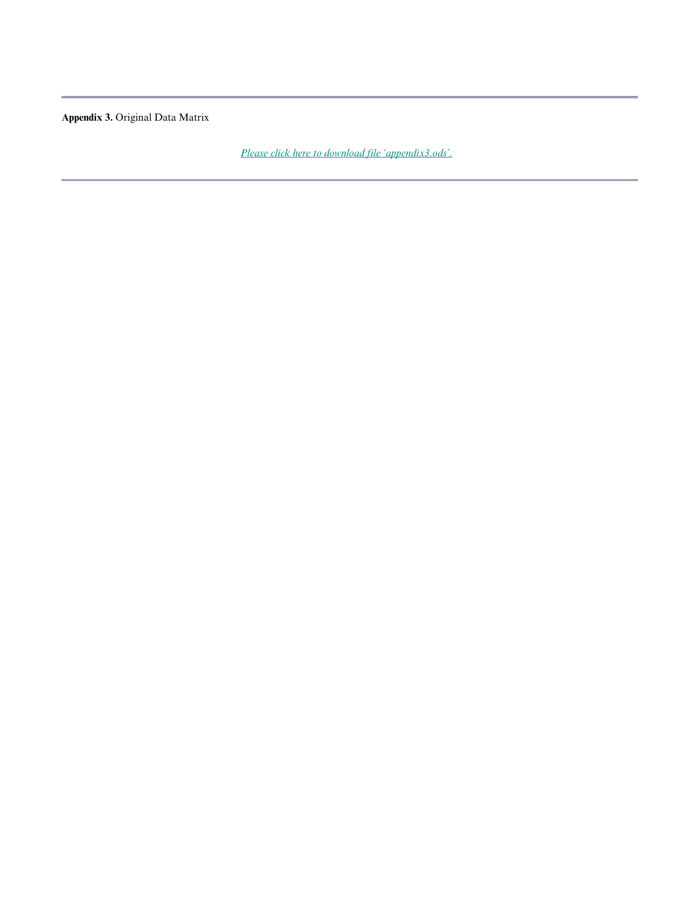**Appendix 3.** Original Data Matrix

*Please click here to download file 'appendix3.ods'.*